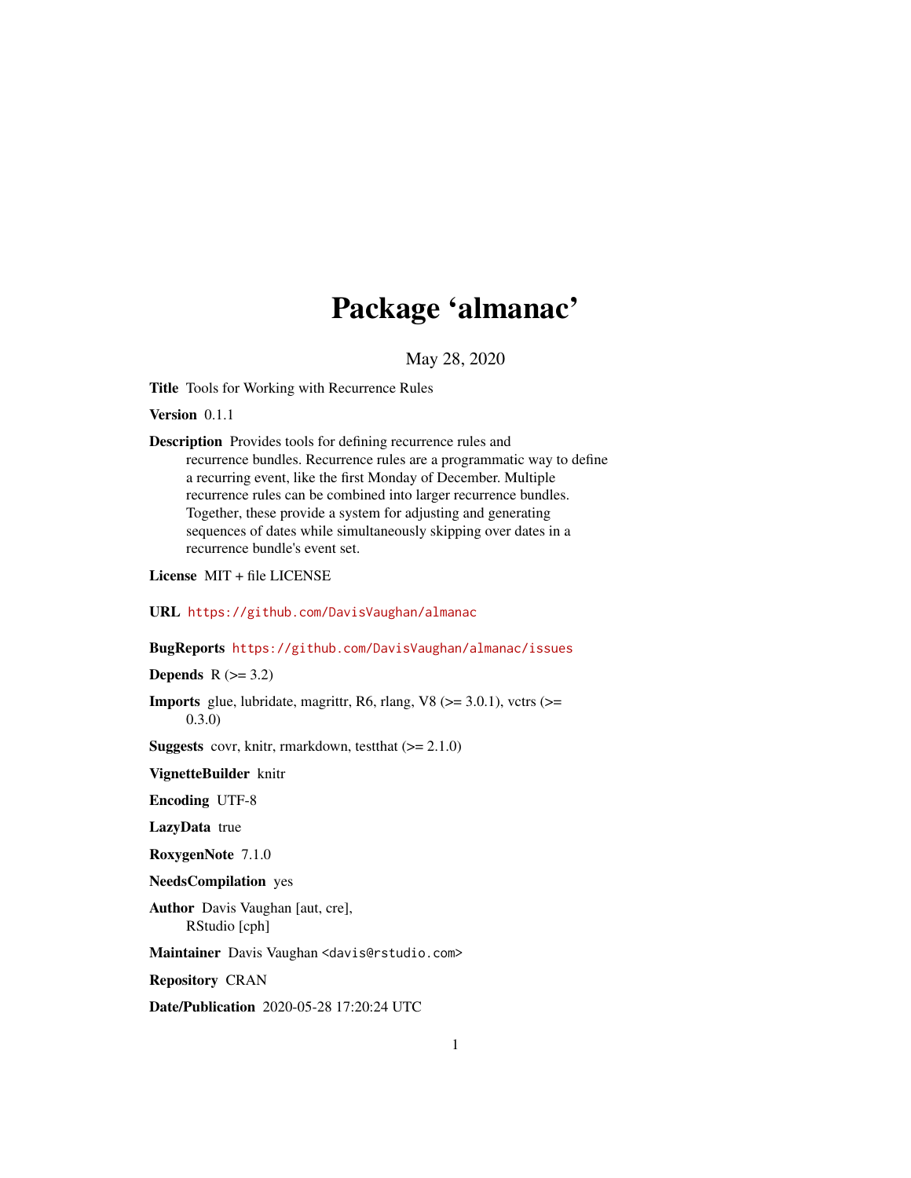# Package 'almanac'

May 28, 2020

**Title** Tools for Working with Recurrence Rules

**Version** 0.1.1

**Description** Provides tools for defining recurrence rules and recurrence bundles. Recurrence rules are a programmatic way to define a recurring event, like the first Monday of December. Multiple recurrence rules can be combined into larger recurrence bundles. Together, these provide a system for adjusting and generating sequences of dates while simultaneously skipping over dates in a recurrence bundle's event set.

**License** MIT + file LICENSE

**URL** https://github.com/DavisVaughan/almanac

**BugReports** https://github.com/DavisVaughan/almanac/issues

**Depends** R (>= 3.2)

**Imports** glue, lubridate, magrittr, R6, rlang, V8 (>= 3.0.1), vctrs (>= 0.3.0)

**Suggests** covr, knitr, rmarkdown, testthat (>= 2.1.0)

**VignetteBuilder** knitr

**Encoding** UTF-8

**LazyData** true

**RoxygenNote** 7.1.0

**NeedsCompilation** yes

**Author** Davis Vaughan [aut, cre], RStudio [cph]

**Maintainer** Davis Vaughan <davis@rstudio.com>

**Repository** CRAN

**Date/Publication** 2020-05-28 17:20:24 UTC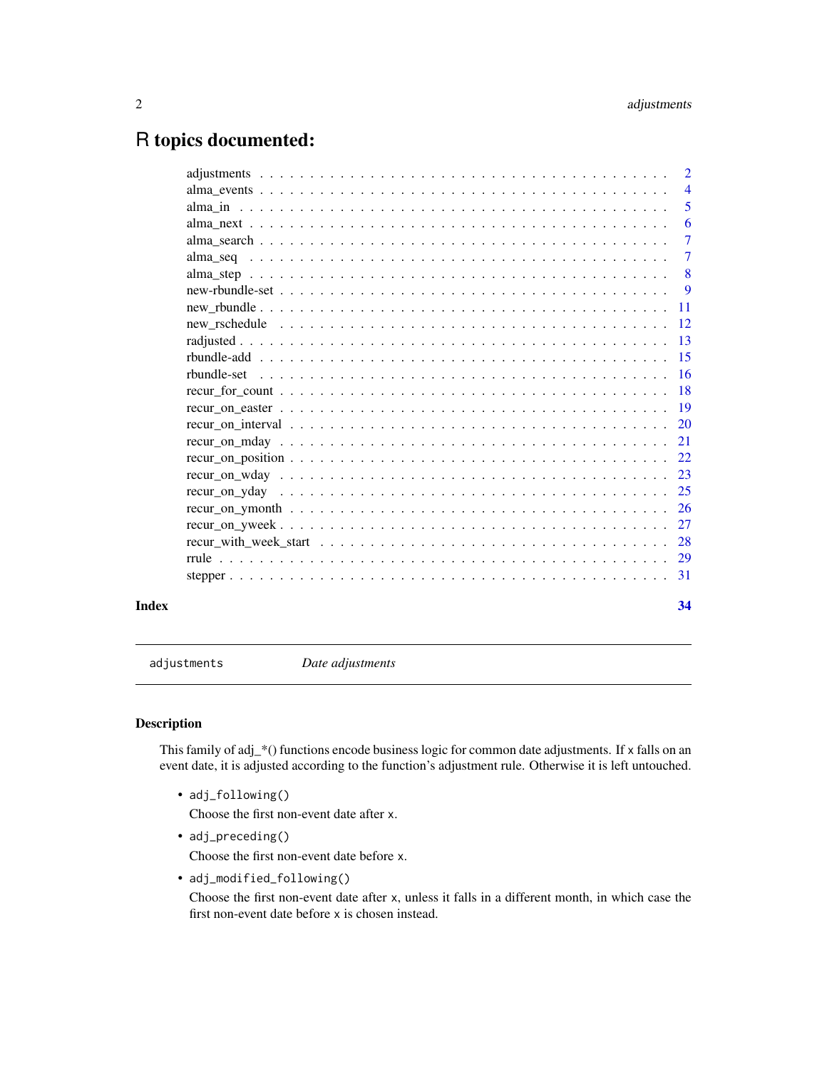# R topics documented:

| | |
|---|---|
| adjustments | 2 |
| alma_events | 4 |
| alma_in | 5 |
| alma_next | 6 |
| alma_search | 7 |
| alma_seq | 7 |
| alma_step | 8 |
| new-rbundle-set | 9 |
| new_rbundle | 11 |
| new_rschedule | 12 |
| radjusted | 13 |
| rbundle-add | 15 |
| rbundle-set | 16 |
| recur_for_count | 18 |
| recur_on_easter | 19 |
| recur_on_interval | 20 |
| recur_on_mday | 21 |
| recur_on_position | 22 |
| recur_on_wday | 23 |
| recur_on_yday | 25 |
| recur_on_ymonth | 26 |
| recur_on_yweek | 27 |
| recur_with_week_start | 28 |
| rrule | 29 |
| stepper | 31 |
| **Index** | **34** |

---

`adjustments` *Date adjustments*

---

## Description

This family of adj_*() functions encode business logic for common date adjustments. If `x` falls on an event date, it is adjusted according to the function's adjustment rule. Otherwise it is left untouched.

- `adj_following()`

  Choose the first non-event date after `x`.

- `adj_preceding()`

  Choose the first non-event date before `x`.

- `adj_modified_following()`

  Choose the first non-event date after `x`, unless it falls in a different month, in which case the first non-event date before `x` is chosen instead.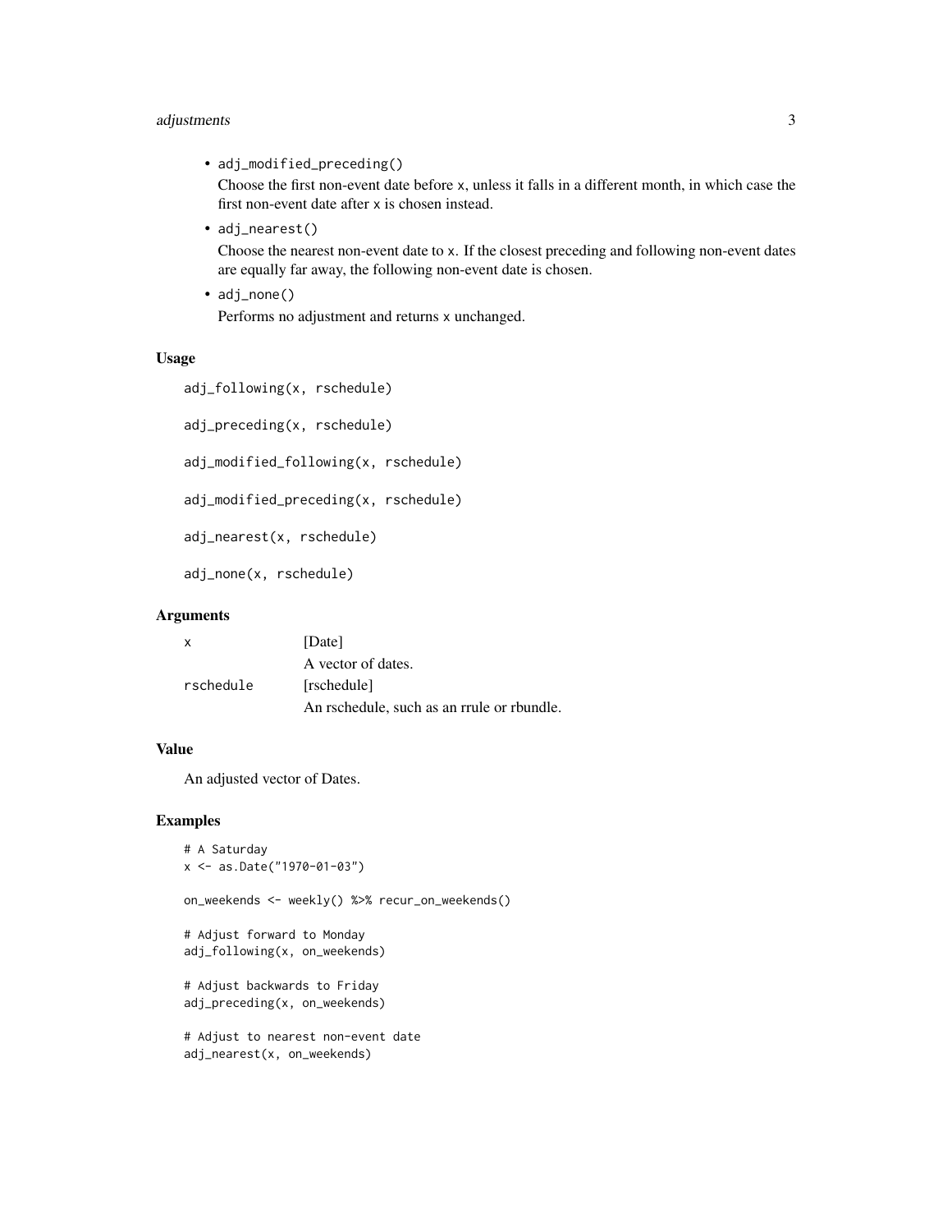- `adj_modified_preceding()`

  Choose the first non-event date before `x`, unless it falls in a different month, in which case the first non-event date after `x` is chosen instead.

- `adj_nearest()`

  Choose the nearest non-event date to `x`. If the closest preceding and following non-event dates are equally far away, the following non-event date is chosen.

- `adj_none()`

  Performs no adjustment and returns `x` unchanged.

## Usage

```
adj_following(x, rschedule)

adj_preceding(x, rschedule)

adj_modified_following(x, rschedule)

adj_modified_preceding(x, rschedule)

adj_nearest(x, rschedule)

adj_none(x, rschedule)
```

## Arguments

| | |
|---|---|
| `x` | [Date]<br>A vector of dates. |
| `rschedule` | [rschedule]<br>An rschedule, such as an rrule or rbundle. |

## Value

An adjusted vector of Dates.

## Examples

```
# A Saturday
x <- as.Date("1970-01-03")

on_weekends <- weekly() %>% recur_on_weekends()

# Adjust forward to Monday
adj_following(x, on_weekends)

# Adjust backwards to Friday
adj_preceding(x, on_weekends)

# Adjust to nearest non-event date
adj_nearest(x, on_weekends)
```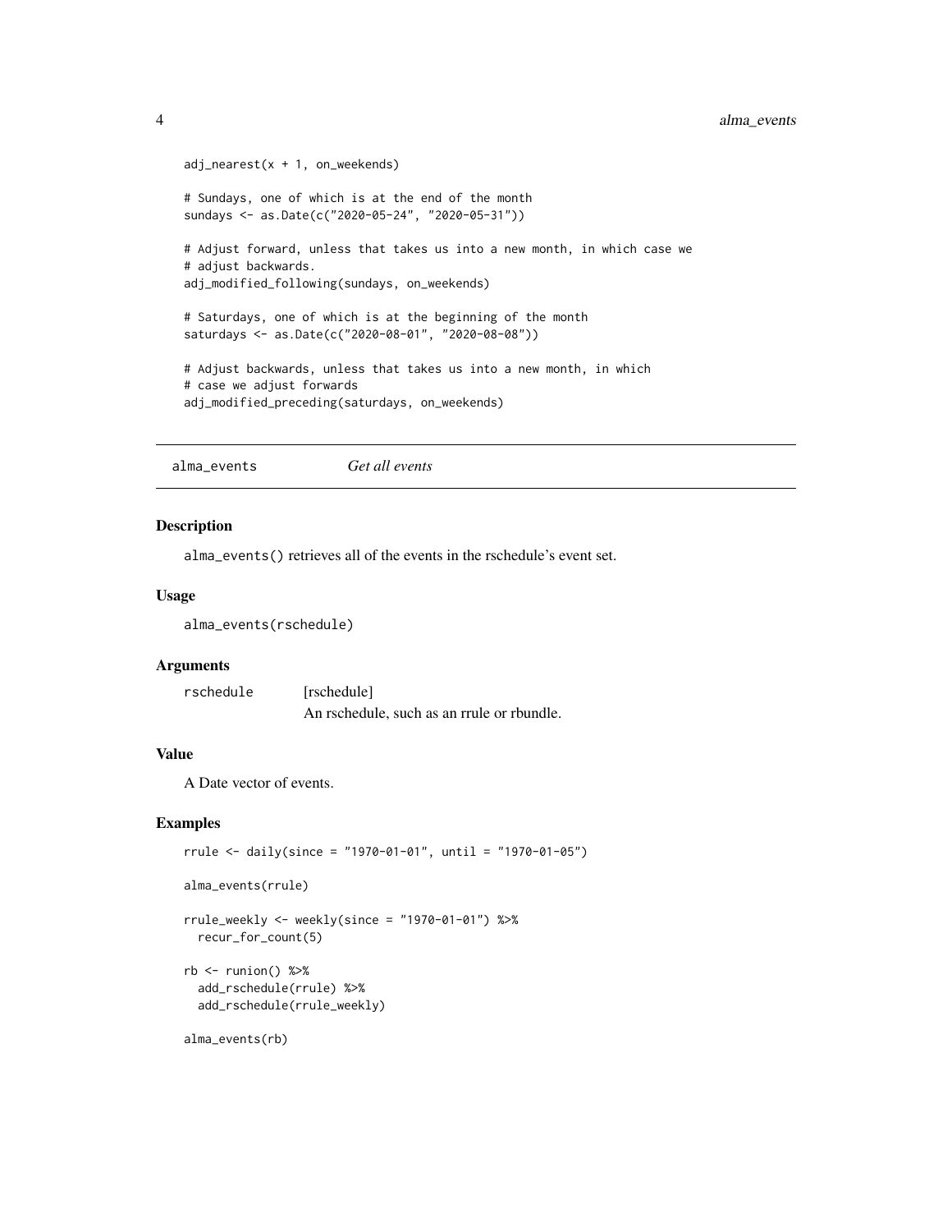```
adj_nearest(x + 1, on_weekends)

# Sundays, one of which is at the end of the month
sundays <- as.Date(c("2020-05-24", "2020-05-31"))

# Adjust forward, unless that takes us into a new month, in which case we
# adjust backwards.
adj_modified_following(sundays, on_weekends)

# Saturdays, one of which is at the beginning of the month
saturdays <- as.Date(c("2020-08-01", "2020-08-08"))

# Adjust backwards, unless that takes us into a new month, in which
# case we adjust forwards
adj_modified_preceding(saturdays, on_weekends)
```

## alma_events *Get all events*

### Description

alma_events() retrieves all of the events in the rschedule's event set.

### Usage

```
alma_events(rschedule)
```

### Arguments

| | |
|---|---|
| rschedule | [rschedule] An rschedule, such as an rrule or rbundle. |

### Value

A Date vector of events.

### Examples

```
rrule <- daily(since = "1970-01-01", until = "1970-01-05")

alma_events(rrule)

rrule_weekly <- weekly(since = "1970-01-01") %>%
  recur_for_count(5)

rb <- runion() %>%
  add_rschedule(rrule) %>%
  add_rschedule(rrule_weekly)

alma_events(rb)
```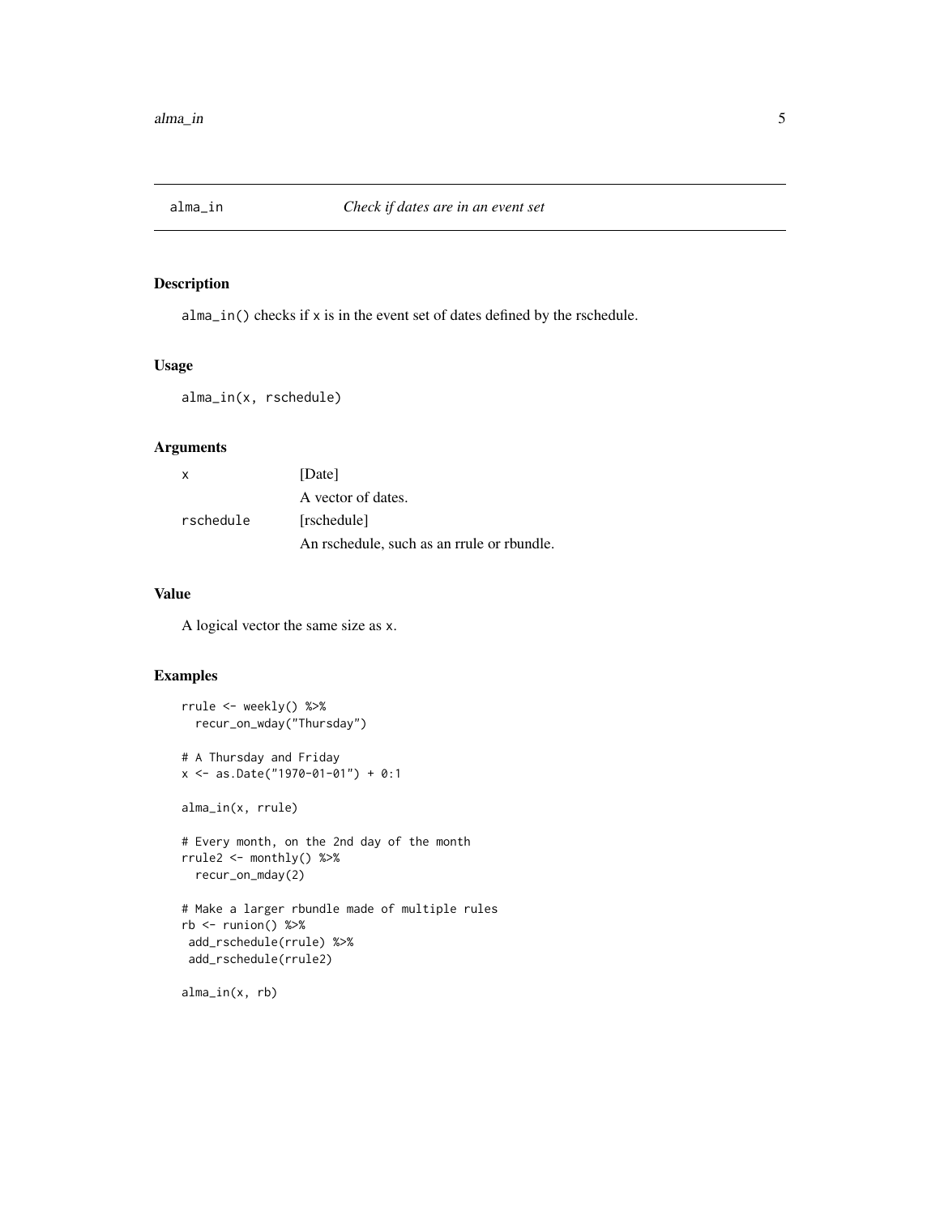## alma_in — *Check if dates are in an event set*

### Description

`alma_in()` checks if `x` is in the event set of dates defined by the rschedule.

### Usage

```
alma_in(x, rschedule)
```

### Arguments

| | |
|---|---|
| `x` | [Date]<br>A vector of dates. |
| `rschedule` | [rschedule]<br>An rschedule, such as an rrule or rbundle. |

### Value

A logical vector the same size as `x`.

### Examples

```
rrule <- weekly() %>%
  recur_on_wday("Thursday")

# A Thursday and Friday
x <- as.Date("1970-01-01") + 0:1

alma_in(x, rrule)

# Every month, on the 2nd day of the month
rrule2 <- monthly() %>%
  recur_on_mday(2)

# Make a larger rbundle made of multiple rules
rb <- runion() %>%
 add_rschedule(rrule) %>%
 add_rschedule(rrule2)

alma_in(x, rb)
```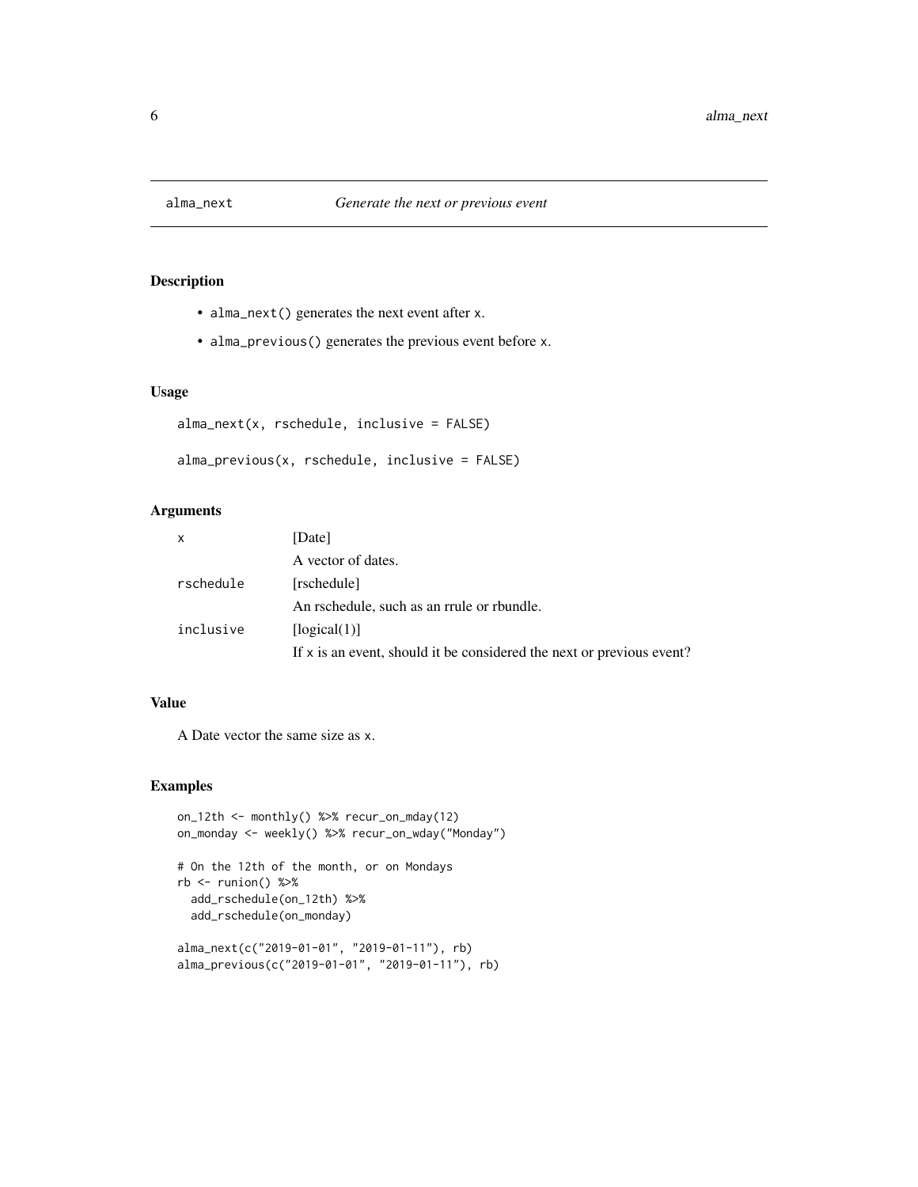# alma_next — *Generate the next or previous event*

## Description

- `alma_next()` generates the next event after `x`.
- `alma_previous()` generates the previous event before `x`.

## Usage

```
alma_next(x, rschedule, inclusive = FALSE)

alma_previous(x, rschedule, inclusive = FALSE)
```

## Arguments

| | |
|---|---|
| `x` | [Date] A vector of dates. |
| `rschedule` | [rschedule] An rschedule, such as an rrule or rbundle. |
| `inclusive` | [logical(1)] If `x` is an event, should it be considered the next or previous event? |

## Value

A Date vector the same size as `x`.

## Examples

```
on_12th <- monthly() %>% recur_on_mday(12)
on_monday <- weekly() %>% recur_on_wday("Monday")

# On the 12th of the month, or on Mondays
rb <- runion() %>%
  add_rschedule(on_12th) %>%
  add_rschedule(on_monday)

alma_next(c("2019-01-01", "2019-01-11"), rb)
alma_previous(c("2019-01-01", "2019-01-11"), rb)
```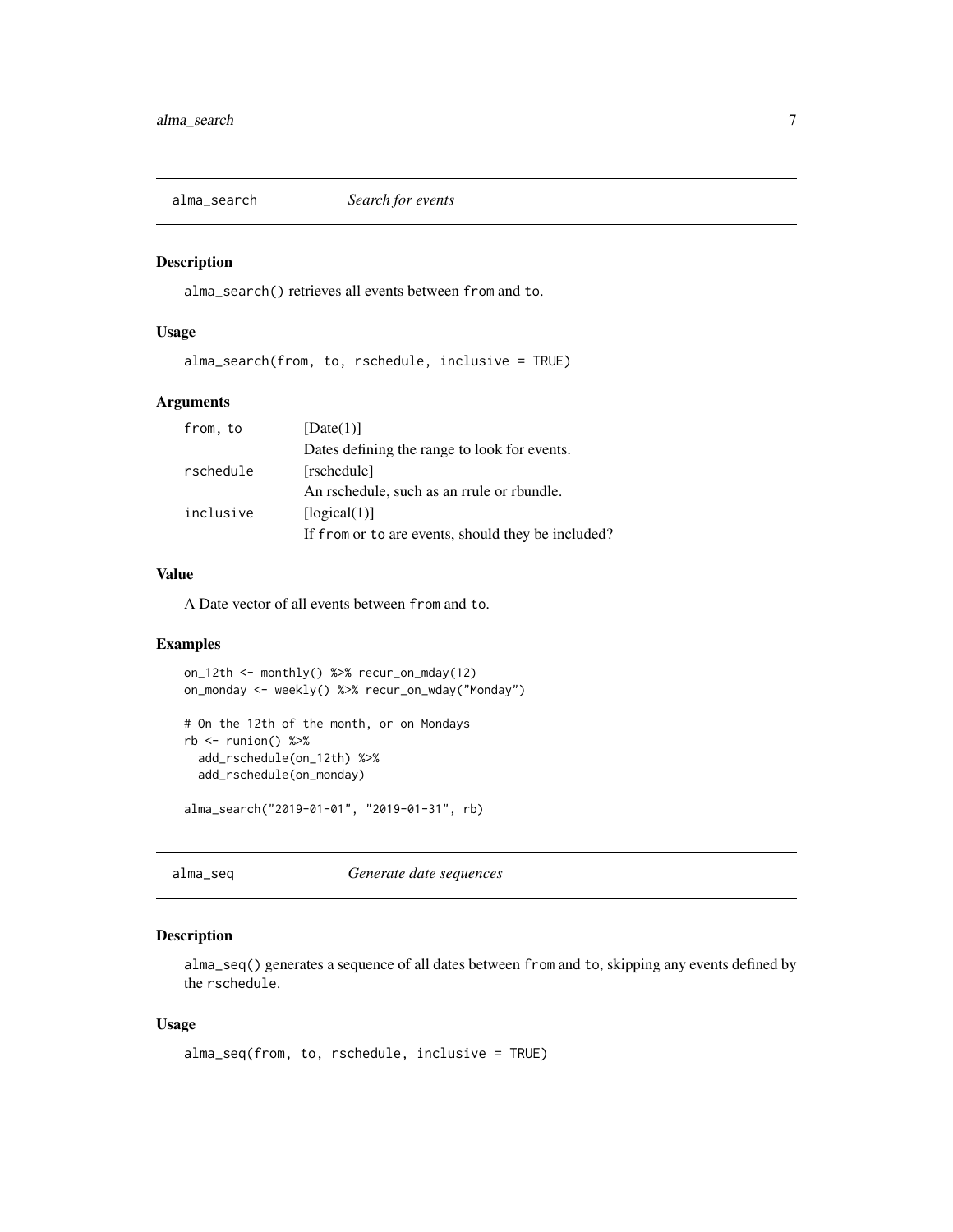## alma_search — *Search for events*

### Description

alma_search() retrieves all events between from and to.

### Usage

```
alma_search(from, to, rschedule, inclusive = TRUE)
```

### Arguments

| | |
|---|---|
| from, to | [Date(1)] Dates defining the range to look for events. |
| rschedule | [rschedule] An rschedule, such as an rrule or rbundle. |
| inclusive | [logical(1)] If from or to are events, should they be included? |

### Value

A Date vector of all events between from and to.

### Examples

```
on_12th <- monthly() %>% recur_on_mday(12)
on_monday <- weekly() %>% recur_on_wday("Monday")

# On the 12th of the month, or on Mondays
rb <- runion() %>%
  add_rschedule(on_12th) %>%
  add_rschedule(on_monday)

alma_search("2019-01-01", "2019-01-31", rb)
```

## alma_seq — *Generate date sequences*

### Description

alma_seq() generates a sequence of all dates between from and to, skipping any events defined by the rschedule.

### Usage

```
alma_seq(from, to, rschedule, inclusive = TRUE)
```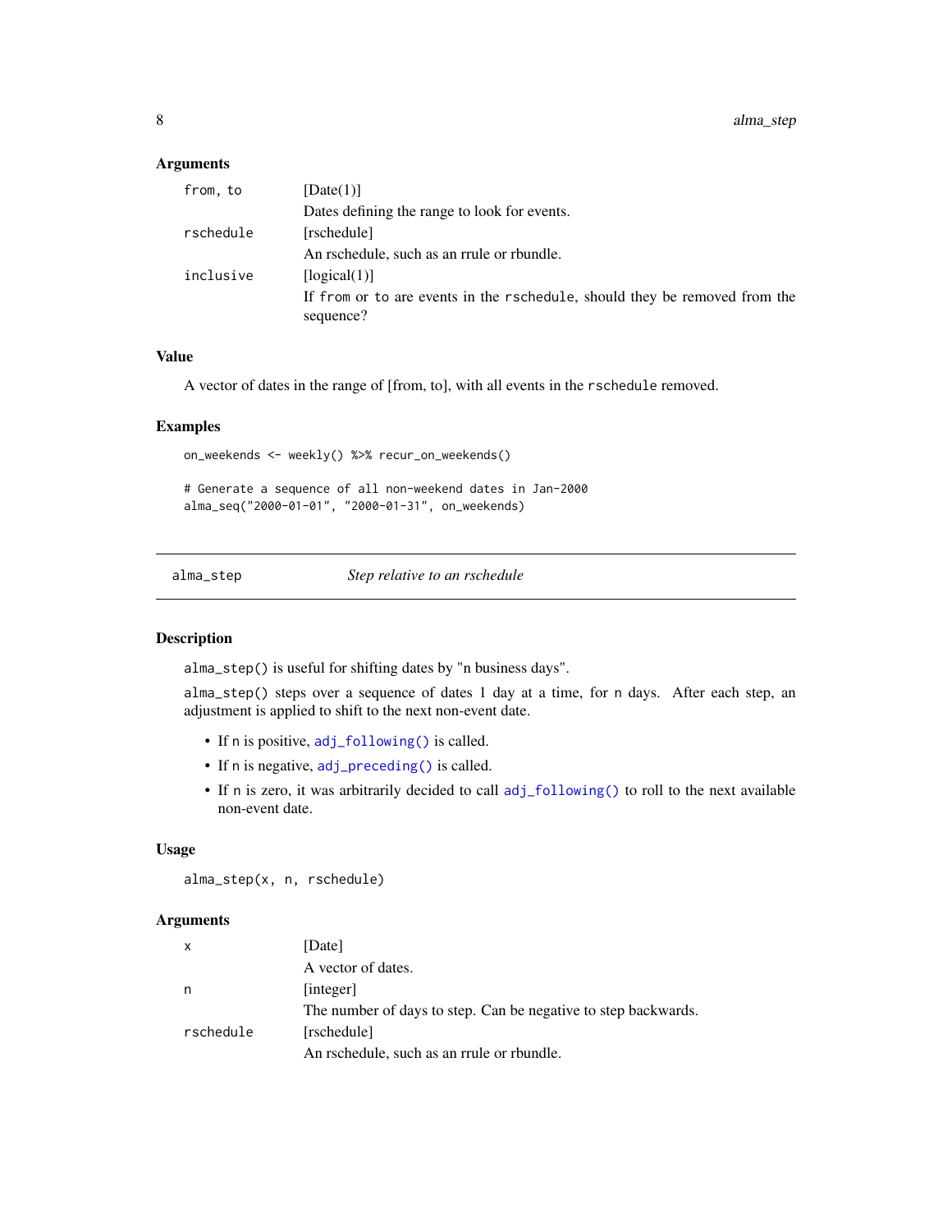### Arguments

| | |
|---|---|
| `from, to` | [Date(1)]<br>Dates defining the range to look for events. |
| `rschedule` | [rschedule]<br>An rschedule, such as an rrule or rbundle. |
| `inclusive` | [logical(1)]<br>If `from` or `to` are events in the `rschedule`, should they be removed from the sequence? |

### Value

A vector of dates in the range of [from, to], with all events in the `rschedule` removed.

### Examples

```
on_weekends <- weekly() %>% recur_on_weekends()

# Generate a sequence of all non-weekend dates in Jan-2000
alma_seq("2000-01-01", "2000-01-31", on_weekends)
```

---

## alma_step — *Step relative to an rschedule*

---

### Description

`alma_step()` is useful for shifting dates by "n business days".

`alma_step()` steps over a sequence of dates 1 day at a time, for `n` days. After each step, an adjustment is applied to shift to the next non-event date.

- If `n` is positive, `adj_following()` is called.
- If `n` is negative, `adj_preceding()` is called.
- If `n` is zero, it was arbitrarily decided to call `adj_following()` to roll to the next available non-event date.

### Usage

```
alma_step(x, n, rschedule)
```

### Arguments

| | |
|---|---|
| `x` | [Date]<br>A vector of dates. |
| `n` | [integer]<br>The number of days to step. Can be negative to step backwards. |
| `rschedule` | [rschedule]<br>An rschedule, such as an rrule or rbundle. |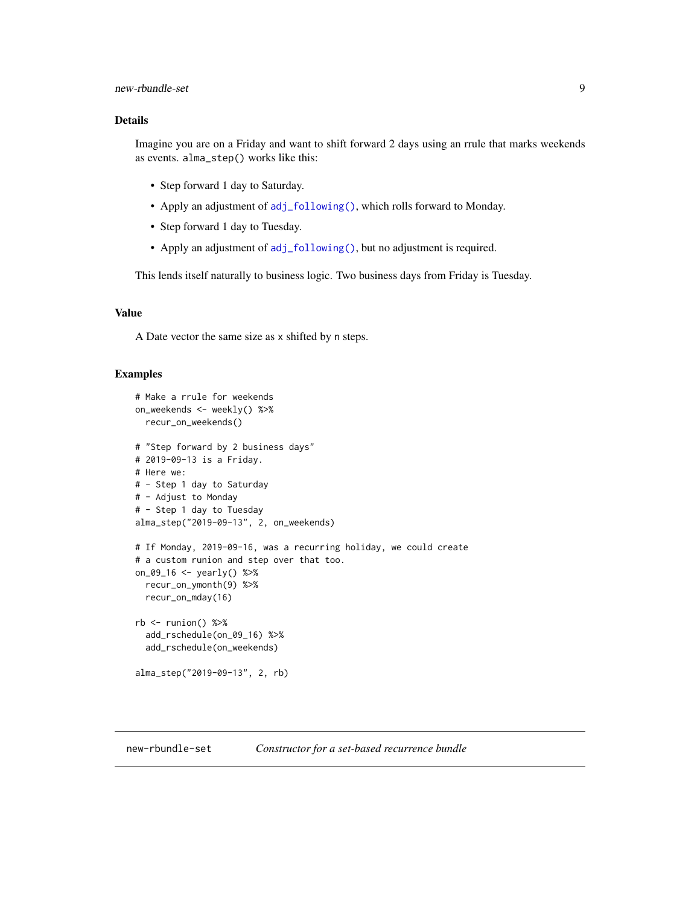### Details

Imagine you are on a Friday and want to shift forward 2 days using an rrule that marks weekends as events. `alma_step()` works like this:

- Step forward 1 day to Saturday.
- Apply an adjustment of `adj_following()`, which rolls forward to Monday.
- Step forward 1 day to Tuesday.
- Apply an adjustment of `adj_following()`, but no adjustment is required.

This lends itself naturally to business logic. Two business days from Friday is Tuesday.

### Value

A Date vector the same size as `x` shifted by `n` steps.

### Examples

```
# Make a rrule for weekends
on_weekends <- weekly() %>%
  recur_on_weekends()

# "Step forward by 2 business days"
# 2019-09-13 is a Friday.
# Here we:
# - Step 1 day to Saturday
# - Adjust to Monday
# - Step 1 day to Tuesday
alma_step("2019-09-13", 2, on_weekends)

# If Monday, 2019-09-16, was a recurring holiday, we could create
# a custom runion and step over that too.
on_09_16 <- yearly() %>%
  recur_on_ymonth(9) %>%
  recur_on_mday(16)

rb <- runion() %>%
  add_rschedule(on_09_16) %>%
  add_rschedule(on_weekends)

alma_step("2019-09-13", 2, rb)
```

## new-rbundle-set — *Constructor for a set-based recurrence bundle*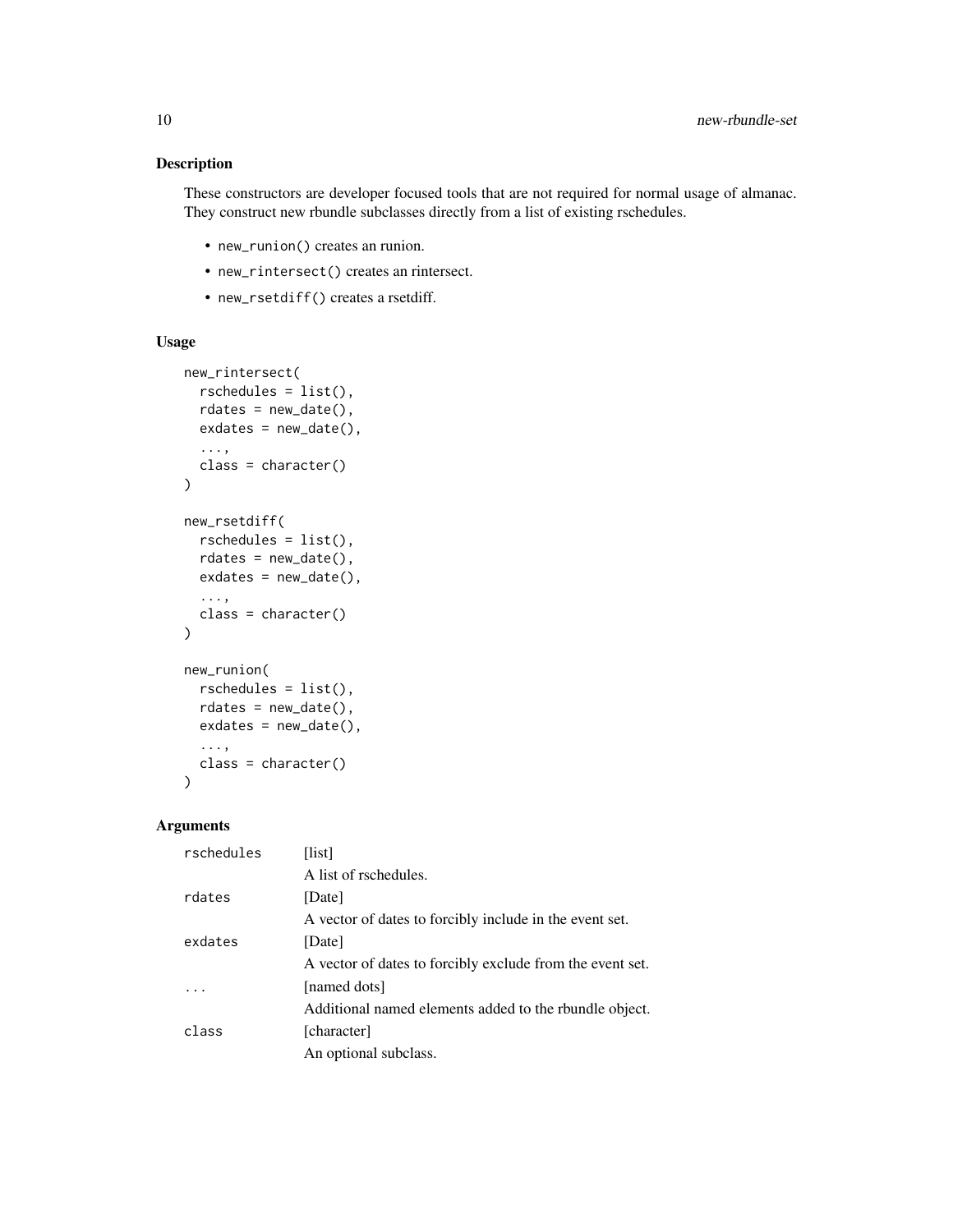## Description

These constructors are developer focused tools that are not required for normal usage of almanac. They construct new rbundle subclasses directly from a list of existing rschedules.

- `new_runion()` creates an runion.
- `new_rintersect()` creates an rintersect.
- `new_rsetdiff()` creates a rsetdiff.

## Usage

```
new_rintersect(
  rschedules = list(),
  rdates = new_date(),
  exdates = new_date(),
  ...,
  class = character()
)

new_rsetdiff(
  rschedules = list(),
  rdates = new_date(),
  exdates = new_date(),
  ...,
  class = character()
)

new_runion(
  rschedules = list(),
  rdates = new_date(),
  exdates = new_date(),
  ...,
  class = character()
)
```

## Arguments

| | |
|---|---|
| `rschedules` | [list]<br>A list of rschedules. |
| `rdates` | [Date]<br>A vector of dates to forcibly include in the event set. |
| `exdates` | [Date]<br>A vector of dates to forcibly exclude from the event set. |
| `...` | [named dots]<br>Additional named elements added to the rbundle object. |
| `class` | [character]<br>An optional subclass. |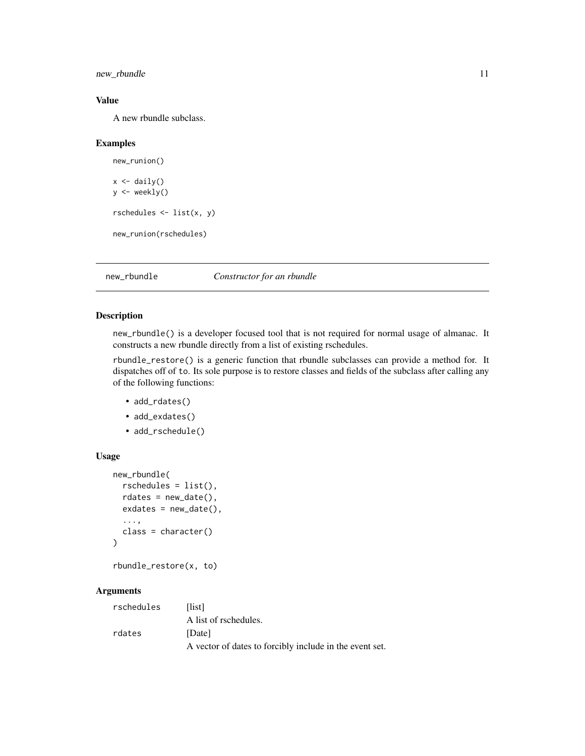## Value

A new rbundle subclass.

## Examples

```
new_runion()

x <- daily()
y <- weekly()

rschedules <- list(x, y)

new_runion(rschedules)
```

---

# new_rbundle — *Constructor for an rbundle*

## Description

`new_rbundle()` is a developer focused tool that is not required for normal usage of almanac. It constructs a new rbundle directly from a list of existing rschedules.

`rbundle_restore()` is a generic function that rbundle subclasses can provide a method for. It dispatches off of `to`. Its sole purpose is to restore classes and fields of the subclass after calling any of the following functions:

- `add_rdates()`
- `add_exdates()`
- `add_rschedule()`

## Usage

```
new_rbundle(
  rschedules = list(),
  rdates = new_date(),
  exdates = new_date(),
  ...,
  class = character()
)

rbundle_restore(x, to)
```

## Arguments

| | |
|---|---|
| rschedules | [list] A list of rschedules. |
| rdates | [Date] A vector of dates to forcibly include in the event set. |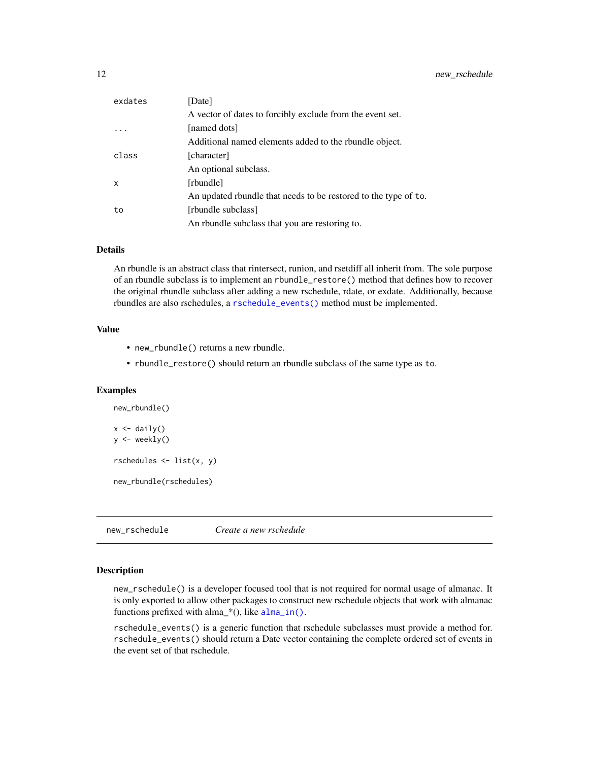| | |
|---|---|
| `exdates` | [Date]<br>A vector of dates to forcibly exclude from the event set. |
| `...` | [named dots]<br>Additional named elements added to the rbundle object. |
| `class` | [character]<br>An optional subclass. |
| `x` | [rbundle]<br>An updated rbundle that needs to be restored to the type of `to`. |
| `to` | [rbundle subclass]<br>An rbundle subclass that you are restoring to. |

### Details

An rbundle is an abstract class that rintersect, runion, and rsetdiff all inherit from. The sole purpose of an rbundle subclass is to implement an `rbundle_restore()` method that defines how to recover the original rbundle subclass after adding a new rschedule, rdate, or exdate. Additionally, because rbundles are also rschedules, a `rschedule_events()` method must be implemented.

### Value

- `new_rbundle()` returns a new rbundle.
- `rbundle_restore()` should return an rbundle subclass of the same type as `to`.

### Examples

```
new_rbundle()

x <- daily()
y <- weekly()

rschedules <- list(x, y)

new_rbundle(rschedules)
```

## new_rschedule — *Create a new rschedule*

### Description

`new_rschedule()` is a developer focused tool that is not required for normal usage of almanac. It is only exported to allow other packages to construct new rschedule objects that work with almanac functions prefixed with alma_*(), like `alma_in()`.

`rschedule_events()` is a generic function that rschedule subclasses must provide a method for. `rschedule_events()` should return a Date vector containing the complete ordered set of events in the event set of that rschedule.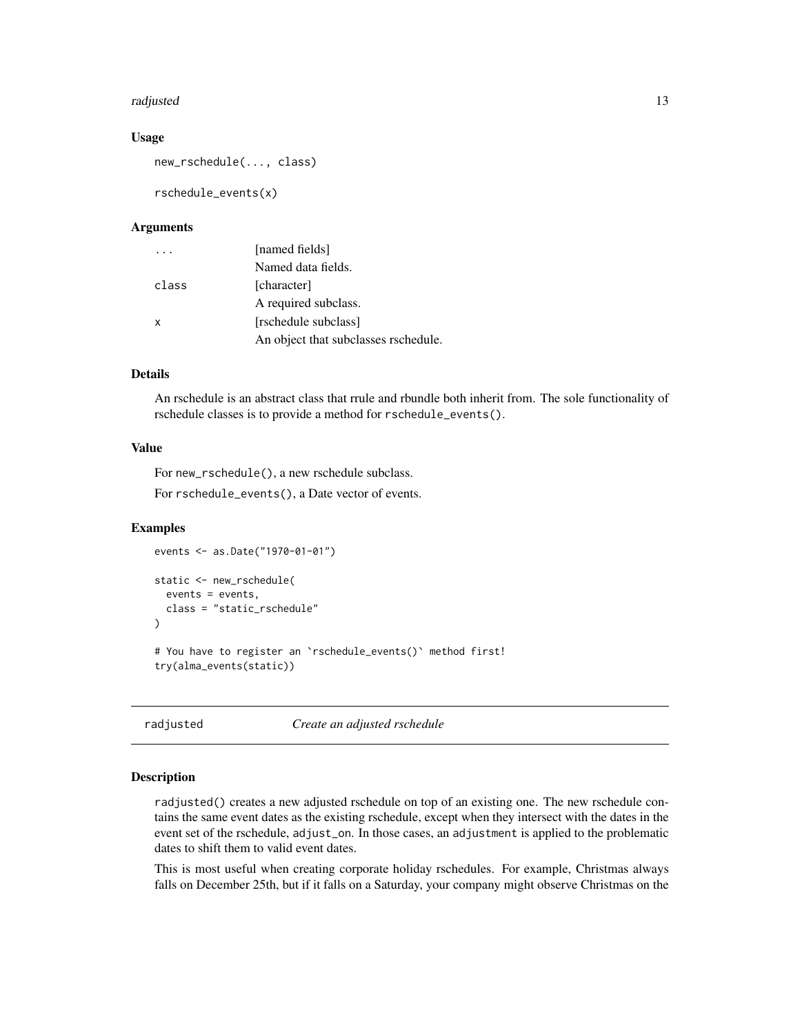### Usage

```
new_rschedule(..., class)

rschedule_events(x)
```

### Arguments

| | |
|---|---|
| `...` | [named fields] Named data fields. |
| `class` | [character] A required subclass. |
| `x` | [rschedule subclass] An object that subclasses rschedule. |

### Details

An rschedule is an abstract class that rrule and rbundle both inherit from. The sole functionality of rschedule classes is to provide a method for `rschedule_events()`.

### Value

For `new_rschedule()`, a new rschedule subclass.

For `rschedule_events()`, a Date vector of events.

### Examples

```
events <- as.Date("1970-01-01")

static <- new_rschedule(
  events = events,
  class = "static_rschedule"
)

# You have to register an `rschedule_events()` method first!
try(alma_events(static))
```

## radjusted *Create an adjusted rschedule*

### Description

`radjusted()` creates a new adjusted rschedule on top of an existing one. The new rschedule contains the same event dates as the existing rschedule, except when they intersect with the dates in the event set of the rschedule, `adjust_on`. In those cases, an `adjustment` is applied to the problematic dates to shift them to valid event dates.

This is most useful when creating corporate holiday rschedules. For example, Christmas always falls on December 25th, but if it falls on a Saturday, your company might observe Christmas on the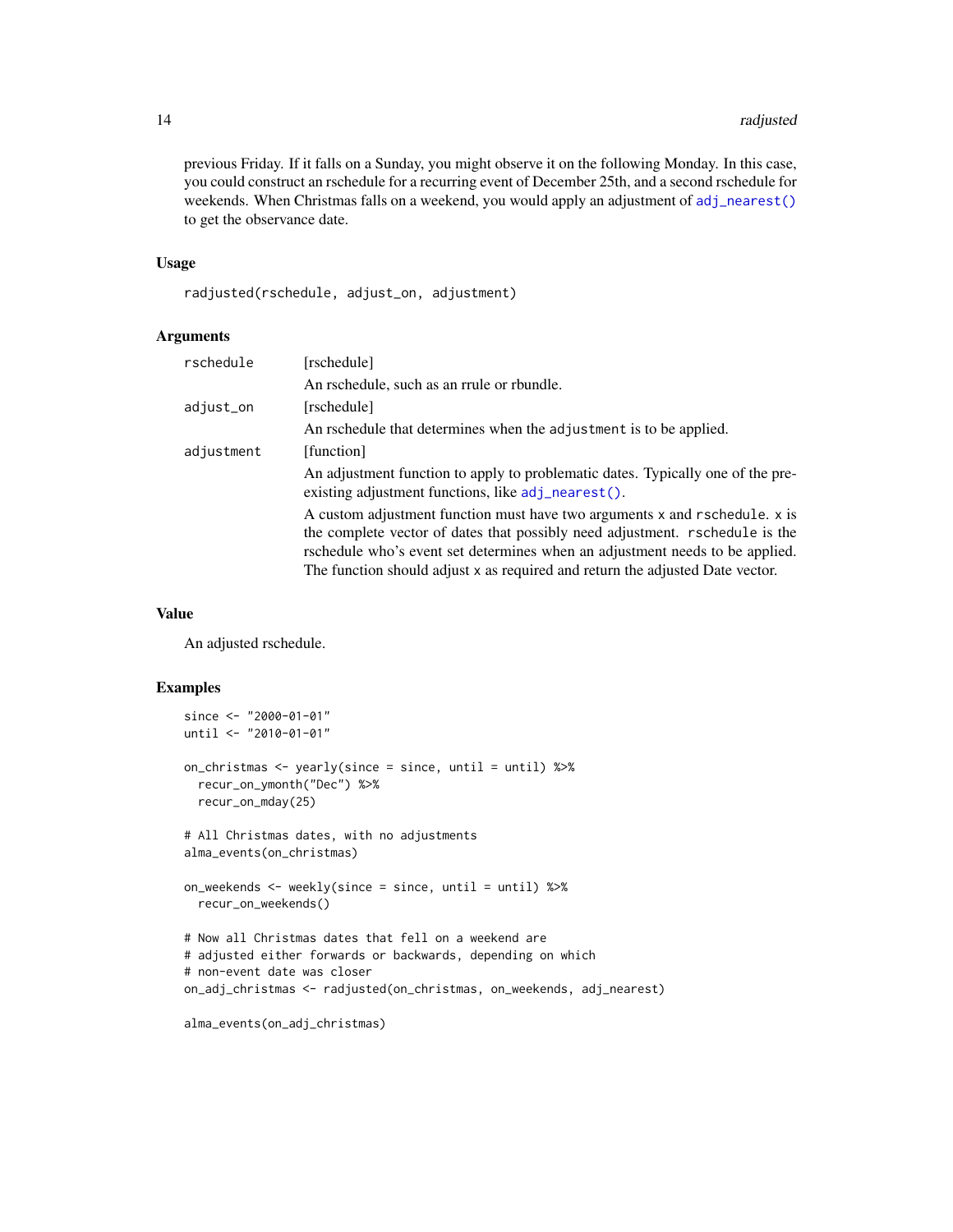previous Friday. If it falls on a Sunday, you might observe it on the following Monday. In this case, you could construct an rschedule for a recurring event of December 25th, and a second rschedule for weekends. When Christmas falls on a weekend, you would apply an adjustment of `adj_nearest()` to get the observance date.

### Usage

```
radjusted(rschedule, adjust_on, adjustment)
```

### Arguments

| | |
|---|---|
| `rschedule` | [rschedule] An rschedule, such as an rrule or rbundle. |
| `adjust_on` | [rschedule] An rschedule that determines when the `adjustment` is to be applied. |
| `adjustment` | [function] An adjustment function to apply to problematic dates. Typically one of the pre-existing adjustment functions, like `adj_nearest()`. A custom adjustment function must have two arguments `x` and `rschedule`. `x` is the complete vector of dates that possibly need adjustment. `rschedule` is the rschedule who's event set determines when an adjustment needs to be applied. The function should adjust `x` as required and return the adjusted Date vector. |

### Value

An adjusted rschedule.

### Examples

```
since <- "2000-01-01"
until <- "2010-01-01"

on_christmas <- yearly(since = since, until = until) %>%
  recur_on_ymonth("Dec") %>%
  recur_on_mday(25)

# All Christmas dates, with no adjustments
alma_events(on_christmas)

on_weekends <- weekly(since = since, until = until) %>%
  recur_on_weekends()

# Now all Christmas dates that fell on a weekend are
# adjusted either forwards or backwards, depending on which
# non-event date was closer
on_adj_christmas <- radjusted(on_christmas, on_weekends, adj_nearest)

alma_events(on_adj_christmas)
```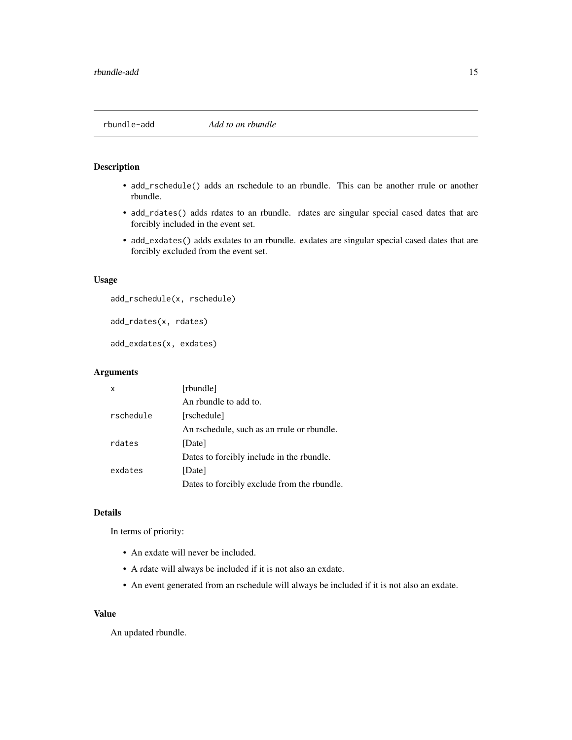## rbundle-add *Add to an rbundle*

### Description

- `add_rschedule()` adds an rschedule to an rbundle. This can be another rrule or another rbundle.
- `add_rdates()` adds rdates to an rbundle. rdates are singular special cased dates that are forcibly included in the event set.
- `add_exdates()` adds exdates to an rbundle. exdates are singular special cased dates that are forcibly excluded from the event set.

### Usage

```
add_rschedule(x, rschedule)

add_rdates(x, rdates)

add_exdates(x, exdates)
```

### Arguments

| | |
|---|---|
| `x` | [rbundle]<br>An rbundle to add to. |
| `rschedule` | [rschedule]<br>An rschedule, such as an rrule or rbundle. |
| `rdates` | [Date]<br>Dates to forcibly include in the rbundle. |
| `exdates` | [Date]<br>Dates to forcibly exclude from the rbundle. |

### Details

In terms of priority:

- An exdate will never be included.
- A rdate will always be included if it is not also an exdate.
- An event generated from an rschedule will always be included if it is not also an exdate.

### Value

An updated rbundle.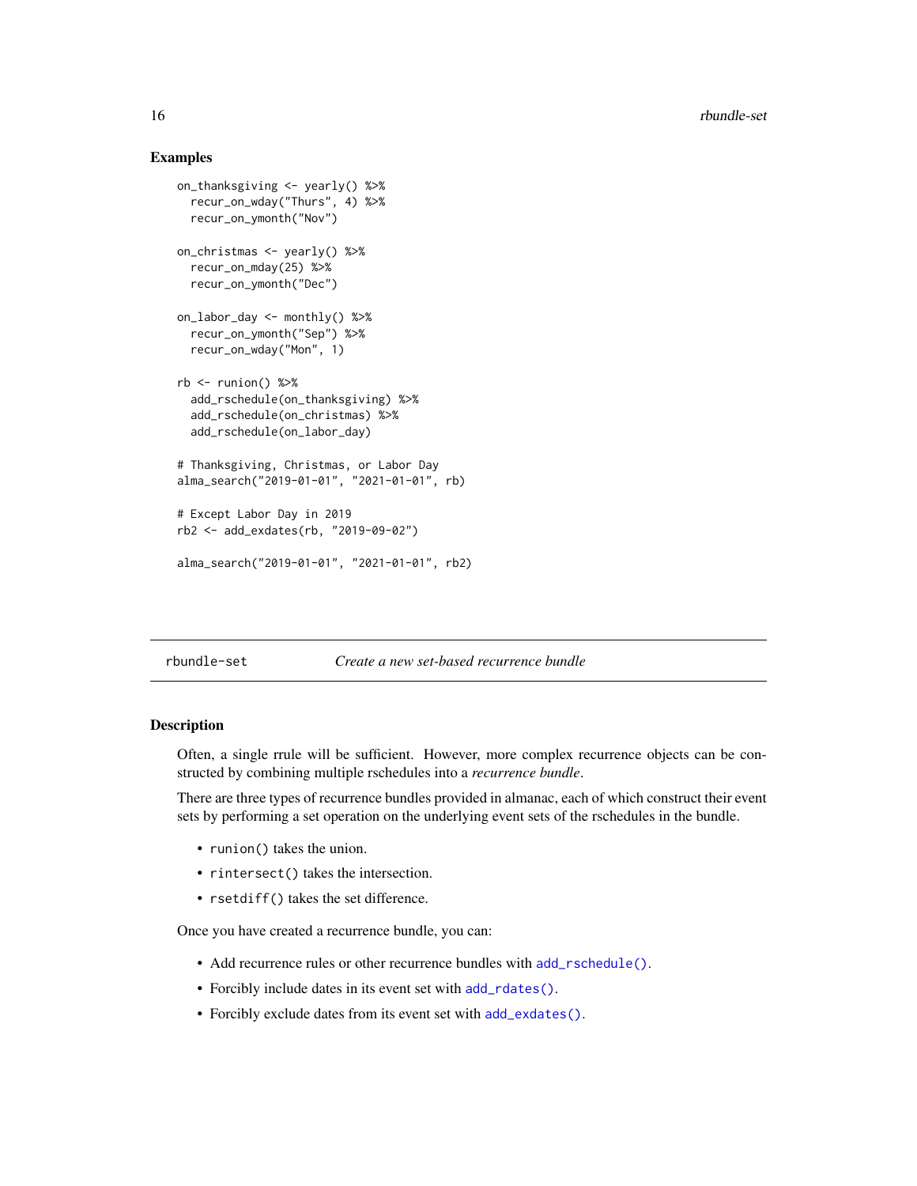### Examples

```
on_thanksgiving <- yearly() %>%
  recur_on_wday("Thurs", 4) %>%
  recur_on_ymonth("Nov")

on_christmas <- yearly() %>%
  recur_on_mday(25) %>%
  recur_on_ymonth("Dec")

on_labor_day <- monthly() %>%
  recur_on_ymonth("Sep") %>%
  recur_on_wday("Mon", 1)

rb <- runion() %>%
  add_rschedule(on_thanksgiving) %>%
  add_rschedule(on_christmas) %>%
  add_rschedule(on_labor_day)

# Thanksgiving, Christmas, or Labor Day
alma_search("2019-01-01", "2021-01-01", rb)

# Except Labor Day in 2019
rb2 <- add_exdates(rb, "2019-09-02")

alma_search("2019-01-01", "2021-01-01", rb2)
```

---

## rbundle-set *Create a new set-based recurrence bundle*

### Description

Often, a single rrule will be sufficient. However, more complex recurrence objects can be constructed by combining multiple rschedules into a *recurrence bundle*.

There are three types of recurrence bundles provided in almanac, each of which construct their event sets by performing a set operation on the underlying event sets of the rschedules in the bundle.

- `runion()` takes the union.
- `rintersect()` takes the intersection.
- `rsetdiff()` takes the set difference.

Once you have created a recurrence bundle, you can:

- Add recurrence rules or other recurrence bundles with `add_rschedule()`.
- Forcibly include dates in its event set with `add_rdates()`.
- Forcibly exclude dates from its event set with `add_exdates()`.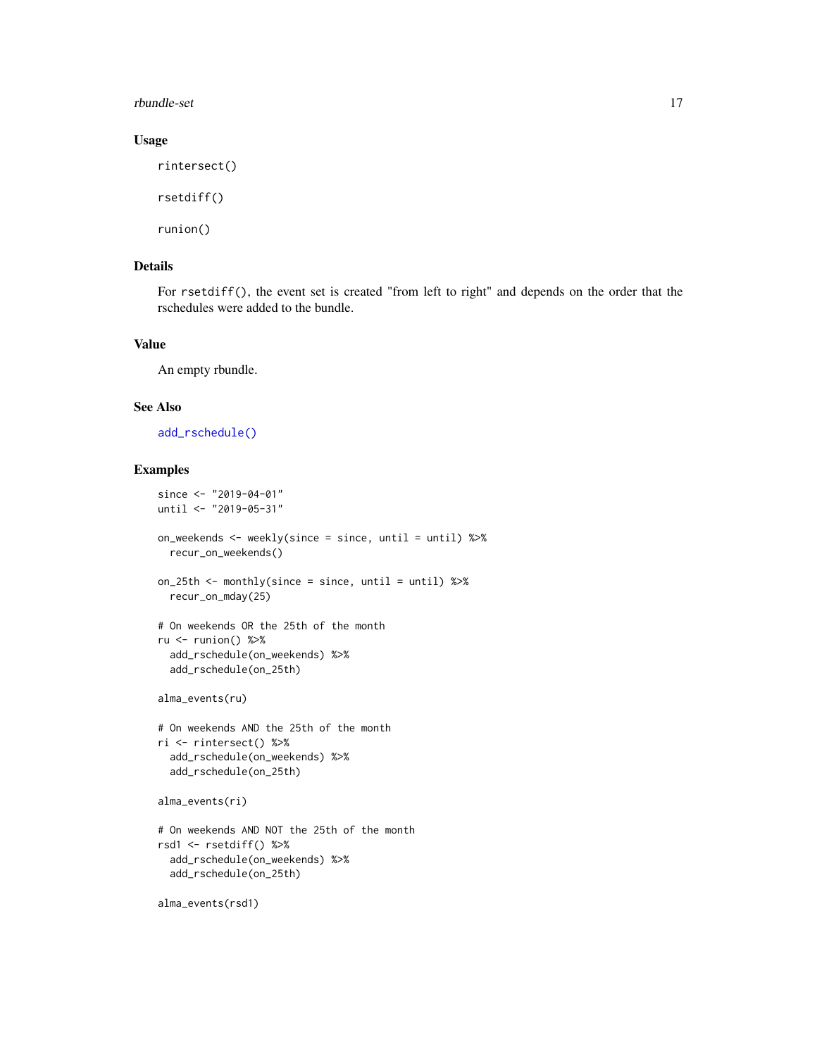## Usage

```
rintersect()

rsetdiff()

runion()
```

## Details

For `rsetdiff()`, the event set is created "from left to right" and depends on the order that the rschedules were added to the bundle.

## Value

An empty rbundle.

## See Also

`add_rschedule()`

## Examples

```
since <- "2019-04-01"
until <- "2019-05-31"

on_weekends <- weekly(since = since, until = until) %>%
  recur_on_weekends()

on_25th <- monthly(since = since, until = until) %>%
  recur_on_mday(25)

# On weekends OR the 25th of the month
ru <- runion() %>%
  add_rschedule(on_weekends) %>%
  add_rschedule(on_25th)

alma_events(ru)

# On weekends AND the 25th of the month
ri <- rintersect() %>%
  add_rschedule(on_weekends) %>%
  add_rschedule(on_25th)

alma_events(ri)

# On weekends AND NOT the 25th of the month
rsd1 <- rsetdiff() %>%
  add_rschedule(on_weekends) %>%
  add_rschedule(on_25th)

alma_events(rsd1)
```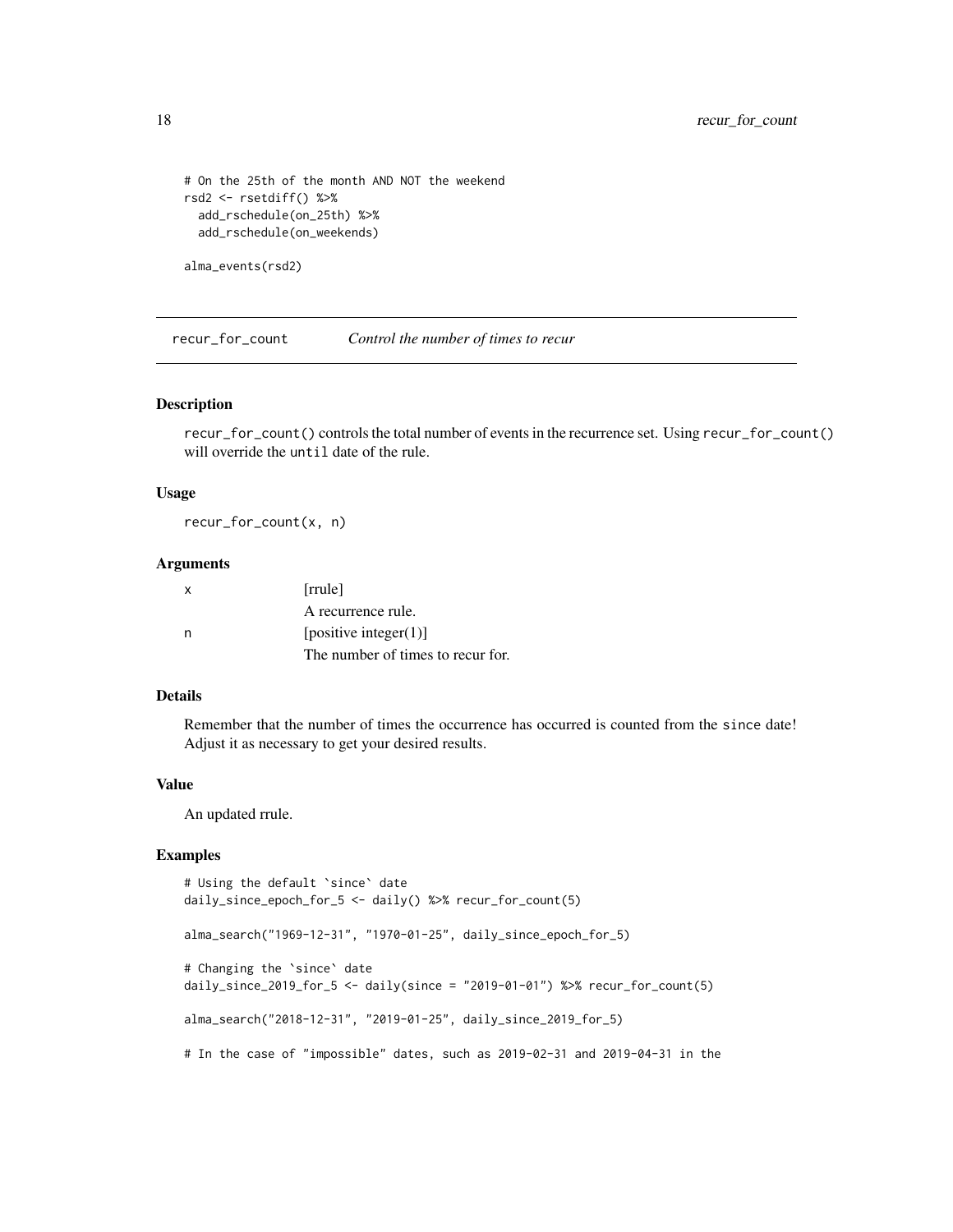```
# On the 25th of the month AND NOT the weekend
rsd2 <- rsetdiff() %>%
  add_rschedule(on_25th) %>%
  add_rschedule(on_weekends)

alma_events(rsd2)
```

## recur_for_count    *Control the number of times to recur*

### Description

recur_for_count() controls the total number of events in the recurrence set. Using recur_for_count() will override the until date of the rule.

### Usage

```
recur_for_count(x, n)
```

### Arguments

| | |
|---|---|
| x | [rrule] A recurrence rule. |
| n | [positive integer(1)] The number of times to recur for. |

### Details

Remember that the number of times the occurrence has occurred is counted from the since date! Adjust it as necessary to get your desired results.

### Value

An updated rrule.

### Examples

```
# Using the default `since` date
daily_since_epoch_for_5 <- daily() %>% recur_for_count(5)

alma_search("1969-12-31", "1970-01-25", daily_since_epoch_for_5)

# Changing the `since` date
daily_since_2019_for_5 <- daily(since = "2019-01-01") %>% recur_for_count(5)

alma_search("2018-12-31", "2019-01-25", daily_since_2019_for_5)

# In the case of "impossible" dates, such as 2019-02-31 and 2019-04-31 in the
```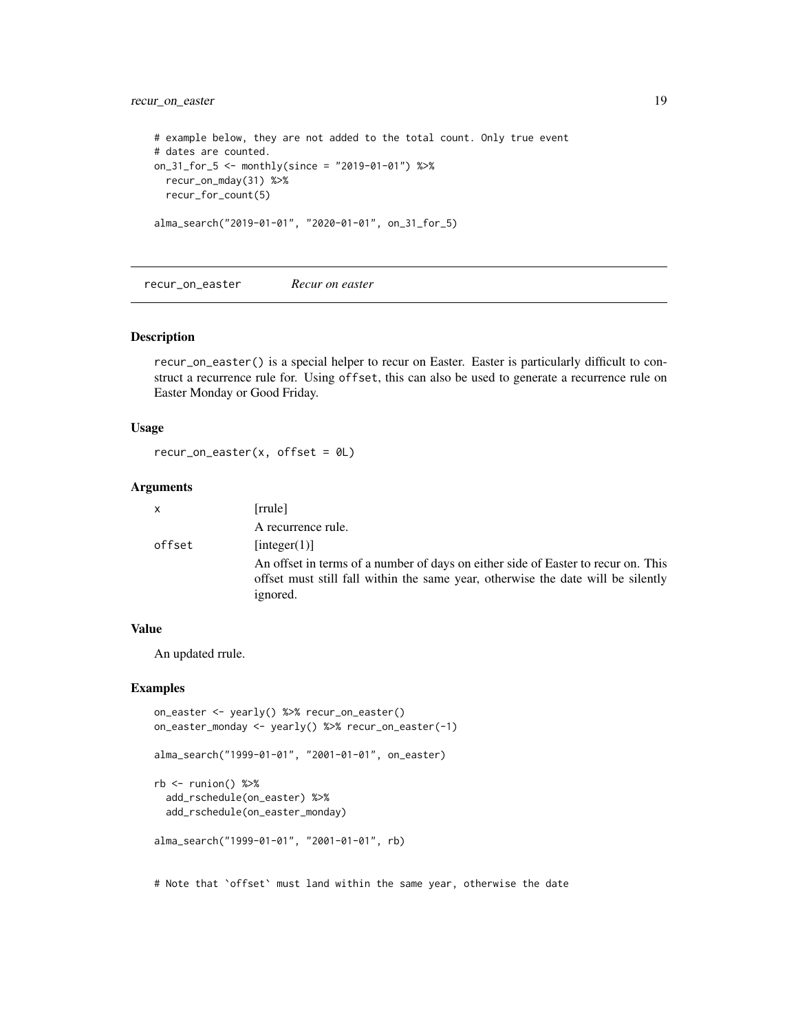```
# example below, they are not added to the total count. Only true event
# dates are counted.
on_31_for_5 <- monthly(since = "2019-01-01") %>%
  recur_on_mday(31) %>%
  recur_for_count(5)

alma_search("2019-01-01", "2020-01-01", on_31_for_5)
```

## recur_on_easter *Recur on easter*

### Description

`recur_on_easter()` is a special helper to recur on Easter. Easter is particularly difficult to construct a recurrence rule for. Using `offset`, this can also be used to generate a recurrence rule on Easter Monday or Good Friday.

### Usage

```
recur_on_easter(x, offset = 0L)
```

### Arguments

| | |
|---|---|
| x | [rrule]<br>A recurrence rule. |
| offset | [integer(1)]<br>An offset in terms of a number of days on either side of Easter to recur on. This offset must still fall within the same year, otherwise the date will be silently ignored. |

### Value

An updated rrule.

### Examples

```
on_easter <- yearly() %>% recur_on_easter()
on_easter_monday <- yearly() %>% recur_on_easter(-1)

alma_search("1999-01-01", "2001-01-01", on_easter)

rb <- runion() %>%
  add_rschedule(on_easter) %>%
  add_rschedule(on_easter_monday)

alma_search("1999-01-01", "2001-01-01", rb)


# Note that `offset` must land within the same year, otherwise the date
```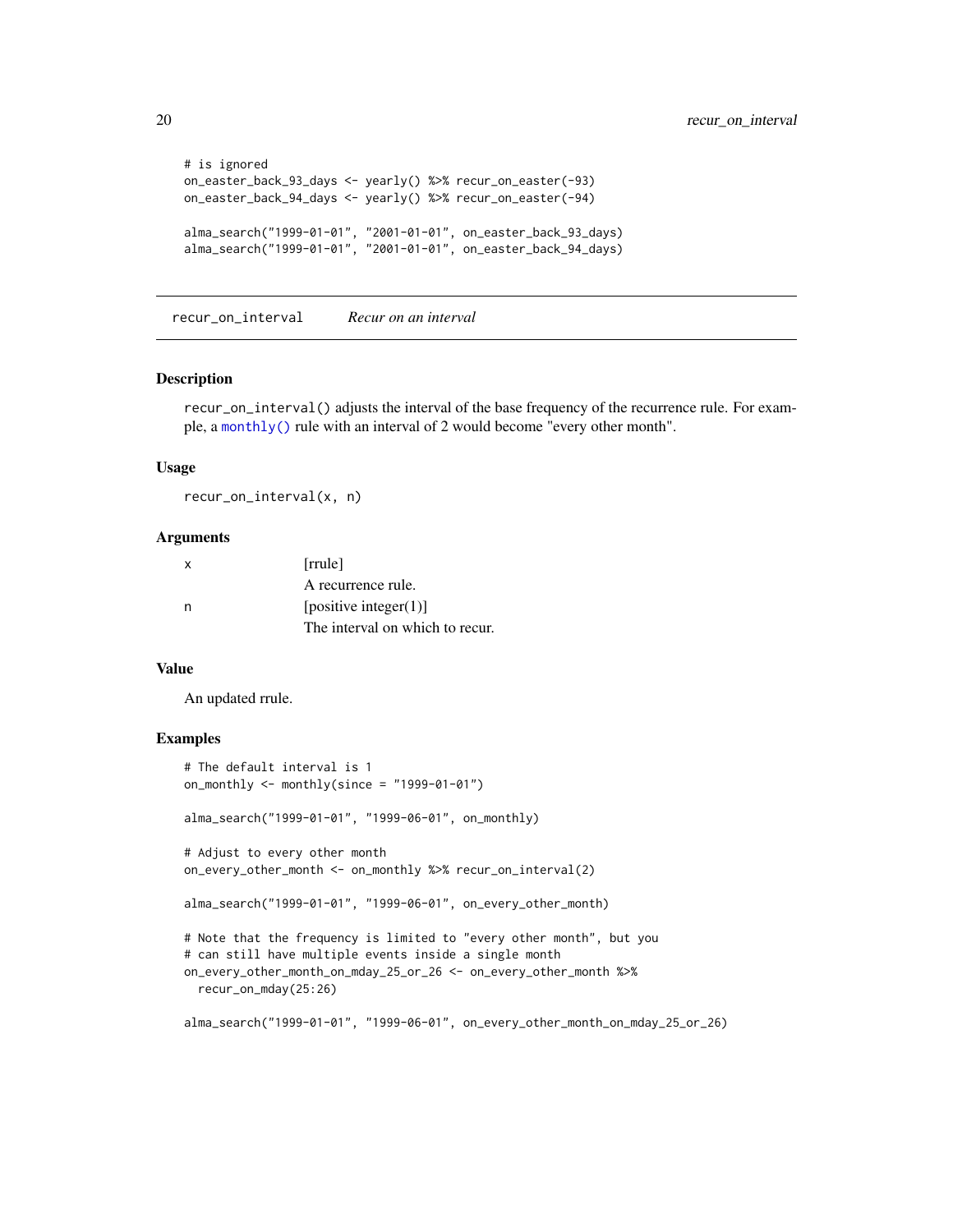```
# is ignored
on_easter_back_93_days <- yearly() %>% recur_on_easter(-93)
on_easter_back_94_days <- yearly() %>% recur_on_easter(-94)

alma_search("1999-01-01", "2001-01-01", on_easter_back_93_days)
alma_search("1999-01-01", "2001-01-01", on_easter_back_94_days)
```

---

## recur_on_interval    *Recur on an interval*

### Description

`recur_on_interval()` adjusts the interval of the base frequency of the recurrence rule. For example, a `monthly()` rule with an interval of 2 would become "every other month".

### Usage

```
recur_on_interval(x, n)
```

### Arguments

| | |
|---|---|
| x | [rrule]<br>A recurrence rule. |
| n | [positive integer(1)]<br>The interval on which to recur. |

### Value

An updated rrule.

### Examples

```
# The default interval is 1
on_monthly <- monthly(since = "1999-01-01")

alma_search("1999-01-01", "1999-06-01", on_monthly)

# Adjust to every other month
on_every_other_month <- on_monthly %>% recur_on_interval(2)

alma_search("1999-01-01", "1999-06-01", on_every_other_month)

# Note that the frequency is limited to "every other month", but you
# can still have multiple events inside a single month
on_every_other_month_on_mday_25_or_26 <- on_every_other_month %>%
  recur_on_mday(25:26)

alma_search("1999-01-01", "1999-06-01", on_every_other_month_on_mday_25_or_26)
```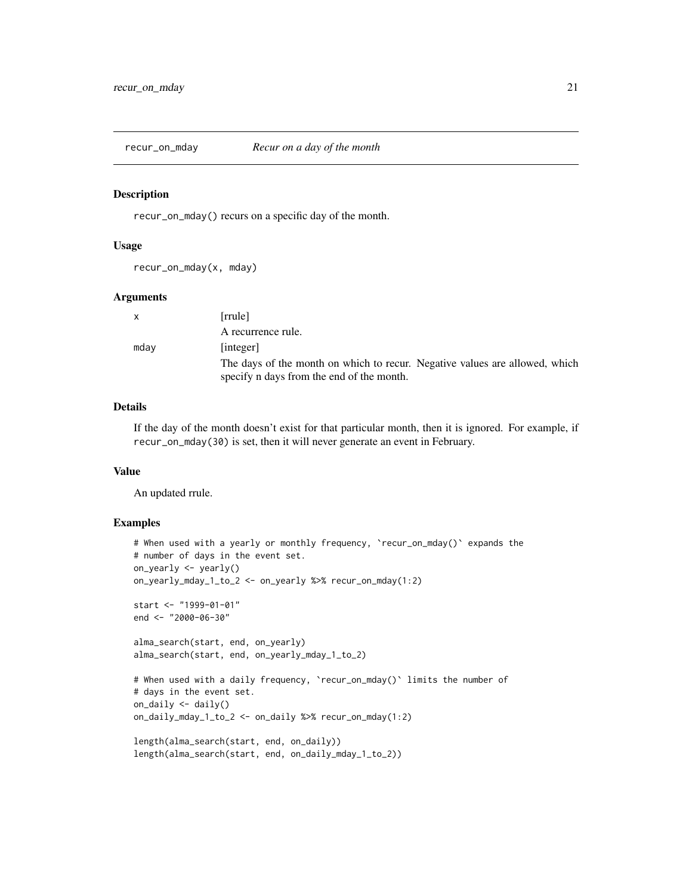## recur_on_mday — *Recur on a day of the month*

### Description

recur_on_mday() recurs on a specific day of the month.

### Usage

```
recur_on_mday(x, mday)
```

### Arguments

| | |
|---|---|
| x | [rrule]<br>A recurrence rule. |
| mday | [integer]<br>The days of the month on which to recur. Negative values are allowed, which specify n days from the end of the month. |

### Details

If the day of the month doesn't exist for that particular month, then it is ignored. For example, if recur_on_mday(30) is set, then it will never generate an event in February.

### Value

An updated rrule.

### Examples

```
# When used with a yearly or monthly frequency, `recur_on_mday()` expands the
# number of days in the event set.
on_yearly <- yearly()
on_yearly_mday_1_to_2 <- on_yearly %>% recur_on_mday(1:2)

start <- "1999-01-01"
end <- "2000-06-30"

alma_search(start, end, on_yearly)
alma_search(start, end, on_yearly_mday_1_to_2)

# When used with a daily frequency, `recur_on_mday()` limits the number of
# days in the event set.
on_daily <- daily()
on_daily_mday_1_to_2 <- on_daily %>% recur_on_mday(1:2)

length(alma_search(start, end, on_daily))
length(alma_search(start, end, on_daily_mday_1_to_2))
```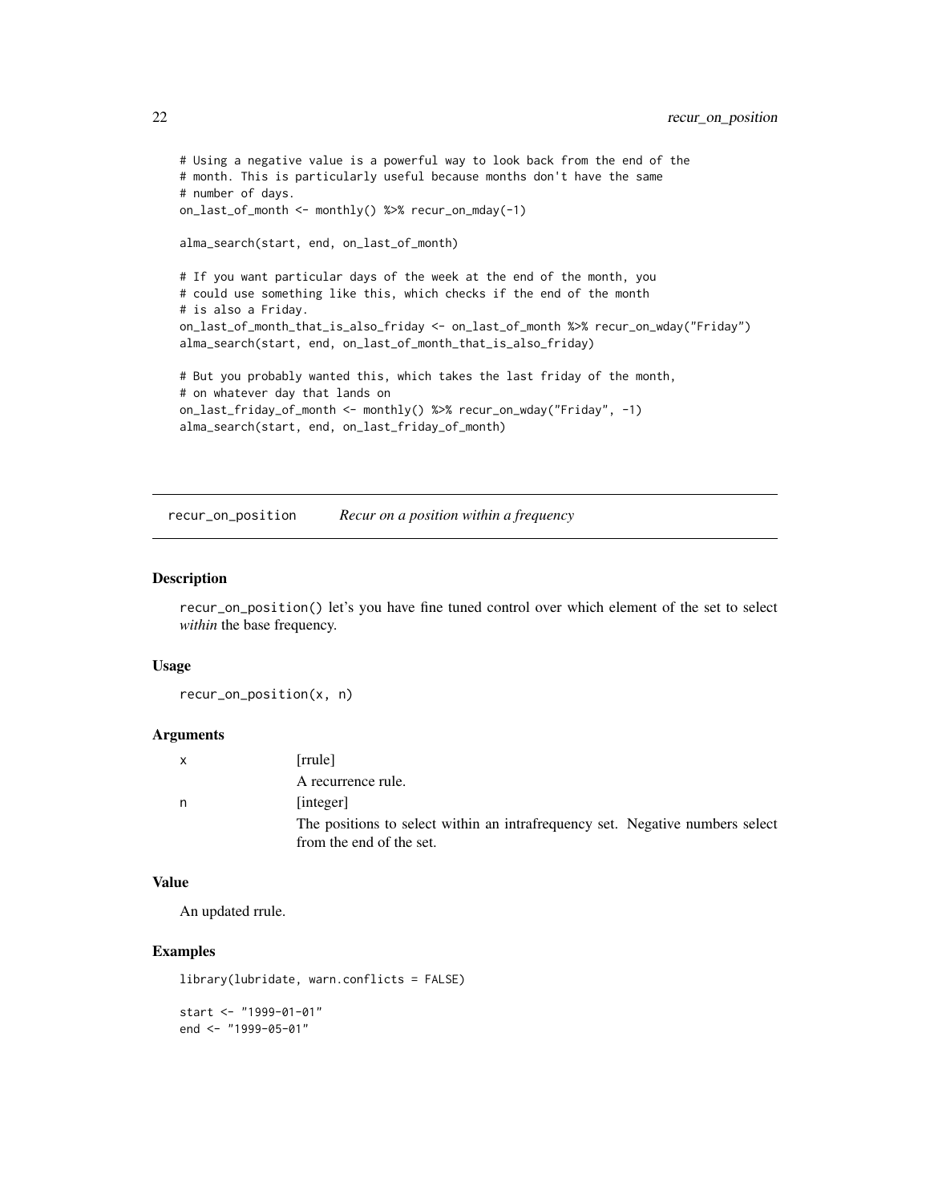```
# Using a negative value is a powerful way to look back from the end of the
# month. This is particularly useful because months don't have the same
# number of days.
on_last_of_month <- monthly() %>% recur_on_mday(-1)

alma_search(start, end, on_last_of_month)

# If you want particular days of the week at the end of the month, you
# could use something like this, which checks if the end of the month
# is also a Friday.
on_last_of_month_that_is_also_friday <- on_last_of_month %>% recur_on_wday("Friday")
alma_search(start, end, on_last_of_month_that_is_also_friday)

# But you probably wanted this, which takes the last friday of the month,
# on whatever day that lands on
on_last_friday_of_month <- monthly() %>% recur_on_wday("Friday", -1)
alma_search(start, end, on_last_friday_of_month)
```

---

## recur_on_position — *Recur on a position within a frequency*

### Description

`recur_on_position()` let's you have fine tuned control over which element of the set to select *within* the base frequency.

### Usage

```
recur_on_position(x, n)
```

### Arguments

| | |
|---|---|
| x | [rrule] A recurrence rule. |
| n | [integer] The positions to select within an intrafrequency set. Negative numbers select from the end of the set. |

### Value

An updated rrule.

### Examples

```
library(lubridate, warn.conflicts = FALSE)

start <- "1999-01-01"
end <- "1999-05-01"
```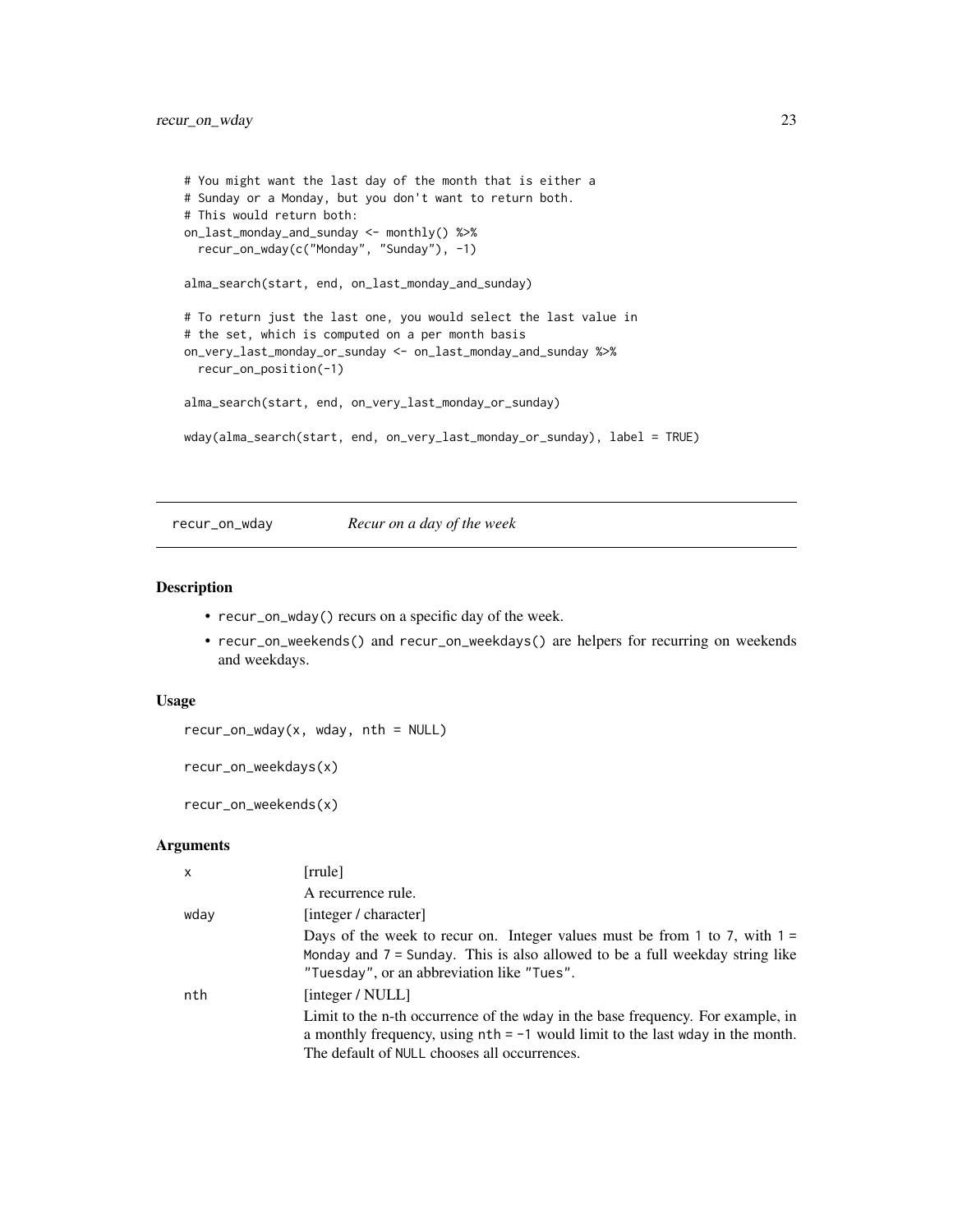```
# You might want the last day of the month that is either a
# Sunday or a Monday, but you don't want to return both.
# This would return both:
on_last_monday_and_sunday <- monthly() %>%
  recur_on_wday(c("Monday", "Sunday"), -1)

alma_search(start, end, on_last_monday_and_sunday)

# To return just the last one, you would select the last value in
# the set, which is computed on a per month basis
on_very_last_monday_or_sunday <- on_last_monday_and_sunday %>%
  recur_on_position(-1)

alma_search(start, end, on_very_last_monday_or_sunday)

wday(alma_search(start, end, on_very_last_monday_or_sunday), label = TRUE)
```

---

## recur_on_wday — *Recur on a day of the week*

### Description

- `recur_on_wday()` recurs on a specific day of the week.
- `recur_on_weekends()` and `recur_on_weekdays()` are helpers for recurring on weekends and weekdays.

### Usage

```
recur_on_wday(x, wday, nth = NULL)

recur_on_weekdays(x)

recur_on_weekends(x)
```

### Arguments

| | |
|---|---|
| `x` | [rrule]<br>A recurrence rule. |
| `wday` | [integer / character]<br>Days of the week to recur on. Integer values must be from `1` to `7`, with `1 = Monday` and `7 = Sunday`. This is also allowed to be a full weekday string like `"Tuesday"`, or an abbreviation like `"Tues"`. |
| `nth` | [integer / NULL]<br>Limit to the n-th occurrence of the `wday` in the base frequency. For example, in a monthly frequency, using `nth = -1` would limit to the last `wday` in the month. The default of `NULL` chooses all occurrences. |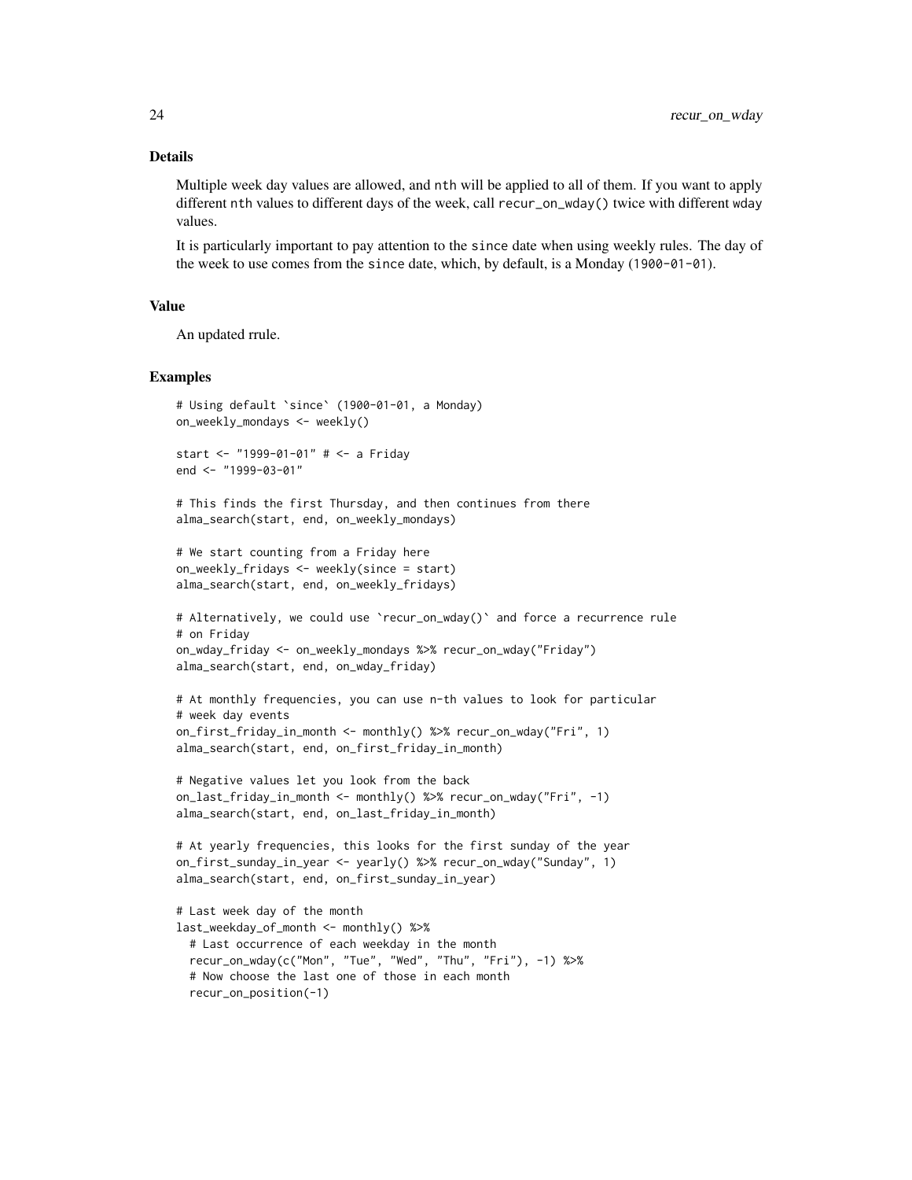## Details

Multiple week day values are allowed, and `nth` will be applied to all of them. If you want to apply different `nth` values to different days of the week, call `recur_on_wday()` twice with different `wday` values.

It is particularly important to pay attention to the `since` date when using weekly rules. The day of the week to use comes from the `since` date, which, by default, is a Monday (`1900-01-01`).

## Value

An updated rrule.

## Examples

```
# Using default `since` (1900-01-01, a Monday)
on_weekly_mondays <- weekly()

start <- "1999-01-01" # <- a Friday
end <- "1999-03-01"

# This finds the first Thursday, and then continues from there
alma_search(start, end, on_weekly_mondays)

# We start counting from a Friday here
on_weekly_fridays <- weekly(since = start)
alma_search(start, end, on_weekly_fridays)

# Alternatively, we could use `recur_on_wday()` and force a recurrence rule
# on Friday
on_wday_friday <- on_weekly_mondays %>% recur_on_wday("Friday")
alma_search(start, end, on_wday_friday)

# At monthly frequencies, you can use n-th values to look for particular
# week day events
on_first_friday_in_month <- monthly() %>% recur_on_wday("Fri", 1)
alma_search(start, end, on_first_friday_in_month)

# Negative values let you look from the back
on_last_friday_in_month <- monthly() %>% recur_on_wday("Fri", -1)
alma_search(start, end, on_last_friday_in_month)

# At yearly frequencies, this looks for the first sunday of the year
on_first_sunday_in_year <- yearly() %>% recur_on_wday("Sunday", 1)
alma_search(start, end, on_first_sunday_in_year)

# Last week day of the month
last_weekday_of_month <- monthly() %>%
  # Last occurrence of each weekday in the month
  recur_on_wday(c("Mon", "Tue", "Wed", "Thu", "Fri"), -1) %>%
  # Now choose the last one of those in each month
  recur_on_position(-1)
```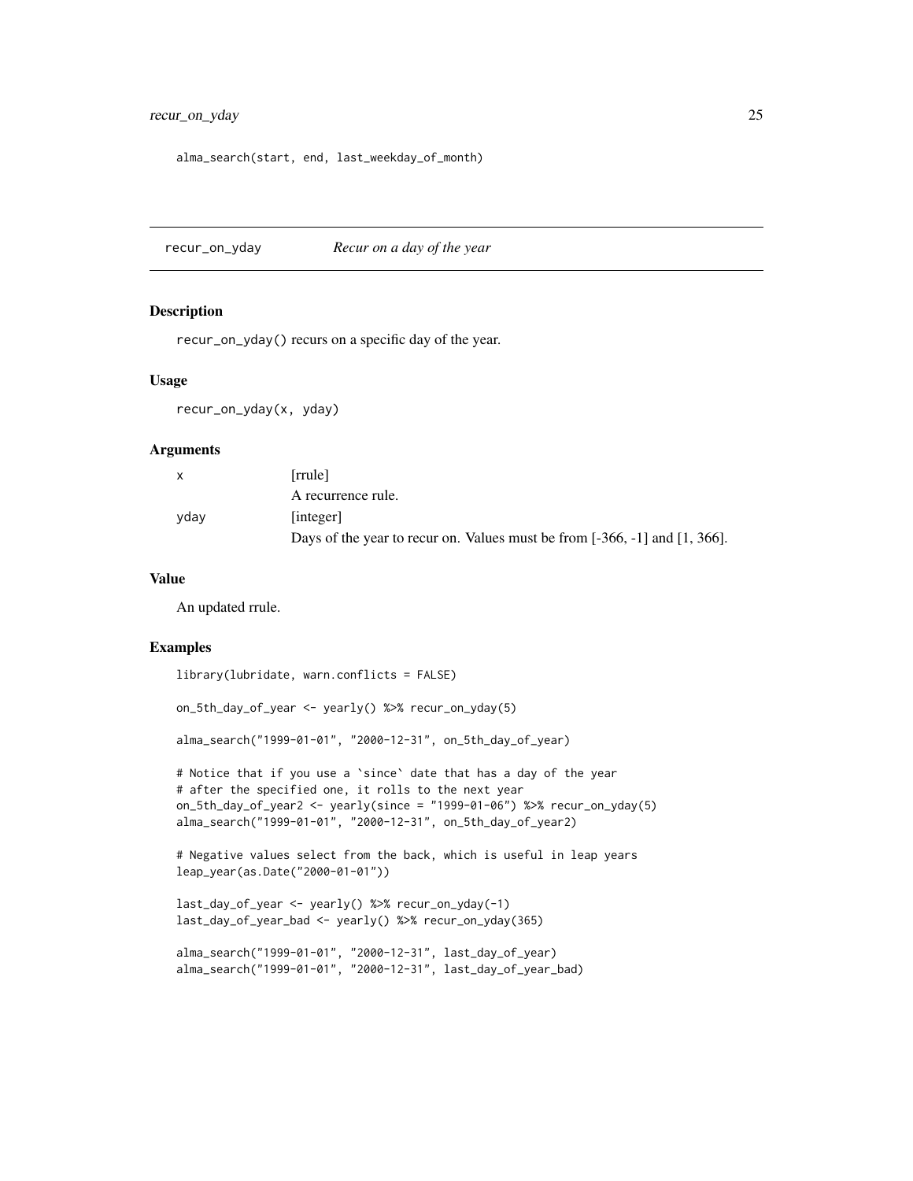```
alma_search(start, end, last_weekday_of_month)
```

## recur_on_yday *Recur on a day of the year*

### Description

`recur_on_yday()` recurs on a specific day of the year.

### Usage

```
recur_on_yday(x, yday)
```

### Arguments

| | |
|---|---|
| x | [rrule] A recurrence rule. |
| yday | [integer] Days of the year to recur on. Values must be from [-366, -1] and [1, 366]. |

### Value

An updated rrule.

### Examples

```
library(lubridate, warn.conflicts = FALSE)

on_5th_day_of_year <- yearly() %>% recur_on_yday(5)

alma_search("1999-01-01", "2000-12-31", on_5th_day_of_year)

# Notice that if you use a `since` date that has a day of the year
# after the specified one, it rolls to the next year
on_5th_day_of_year2 <- yearly(since = "1999-01-06") %>% recur_on_yday(5)
alma_search("1999-01-01", "2000-12-31", on_5th_day_of_year2)

# Negative values select from the back, which is useful in leap years
leap_year(as.Date("2000-01-01"))

last_day_of_year <- yearly() %>% recur_on_yday(-1)
last_day_of_year_bad <- yearly() %>% recur_on_yday(365)

alma_search("1999-01-01", "2000-12-31", last_day_of_year)
alma_search("1999-01-01", "2000-12-31", last_day_of_year_bad)
```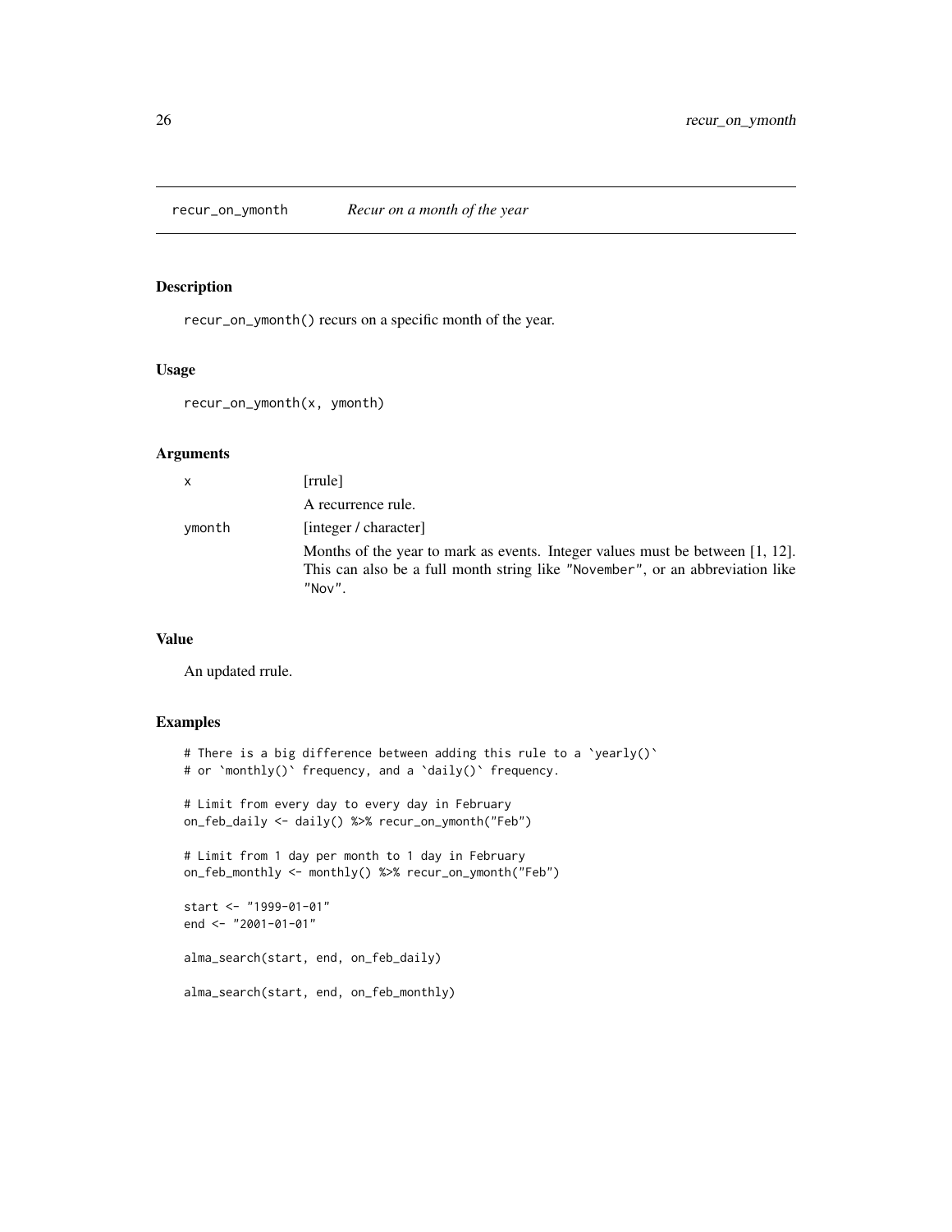## recur_on_ymonth *Recur on a month of the year*

### Description

recur_on_ymonth() recurs on a specific month of the year.

### Usage

```
recur_on_ymonth(x, ymonth)
```

### Arguments

| | |
|---|---|
| x | [rrule] A recurrence rule. |
| ymonth | [integer / character] Months of the year to mark as events. Integer values must be between [1, 12]. This can also be a full month string like "November", or an abbreviation like "Nov". |

### Value

An updated rrule.

### Examples

```
# There is a big difference between adding this rule to a `yearly()`
# or `monthly()` frequency, and a `daily()` frequency.

# Limit from every day to every day in February
on_feb_daily <- daily() %>% recur_on_ymonth("Feb")

# Limit from 1 day per month to 1 day in February
on_feb_monthly <- monthly() %>% recur_on_ymonth("Feb")

start <- "1999-01-01"
end <- "2001-01-01"

alma_search(start, end, on_feb_daily)

alma_search(start, end, on_feb_monthly)
```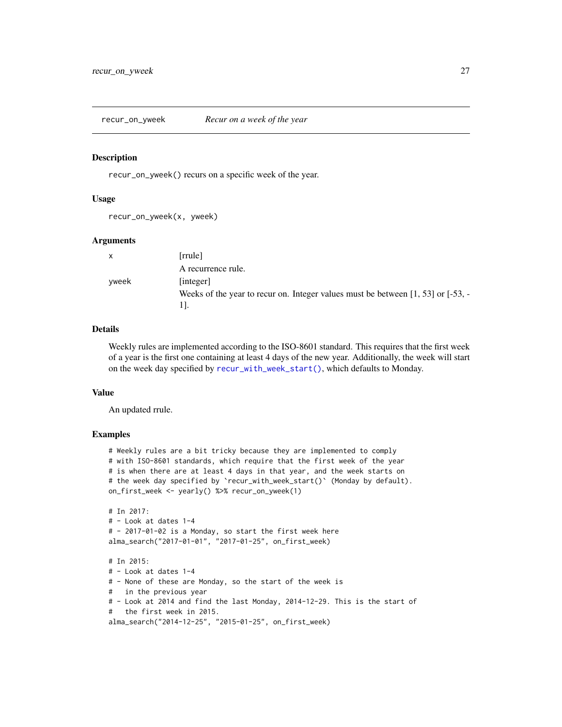## recur_on_yweek — *Recur on a week of the year*

### Description

`recur_on_yweek()` recurs on a specific week of the year.

### Usage

```
recur_on_yweek(x, yweek)
```

### Arguments

| | |
|---|---|
| x | [rrule]<br>A recurrence rule. |
| yweek | [integer]<br>Weeks of the year to recur on. Integer values must be between [1, 53] or [-53, -1]. |

### Details

Weekly rules are implemented according to the ISO-8601 standard. This requires that the first week of a year is the first one containing at least 4 days of the new year. Additionally, the week will start on the week day specified by `recur_with_week_start()`, which defaults to Monday.

### Value

An updated rrule.

### Examples

```
# Weekly rules are a bit tricky because they are implemented to comply
# with ISO-8601 standards, which require that the first week of the year
# is when there are at least 4 days in that year, and the week starts on
# the week day specified by `recur_with_week_start()` (Monday by default).
on_first_week <- yearly() %>% recur_on_yweek(1)

# In 2017:
# - Look at dates 1-4
# - 2017-01-02 is a Monday, so start the first week here
alma_search("2017-01-01", "2017-01-25", on_first_week)

# In 2015:
# - Look at dates 1-4
# - None of these are Monday, so the start of the week is
#   in the previous year
# - Look at 2014 and find the last Monday, 2014-12-29. This is the start of
#   the first week in 2015.
alma_search("2014-12-25", "2015-01-25", on_first_week)
```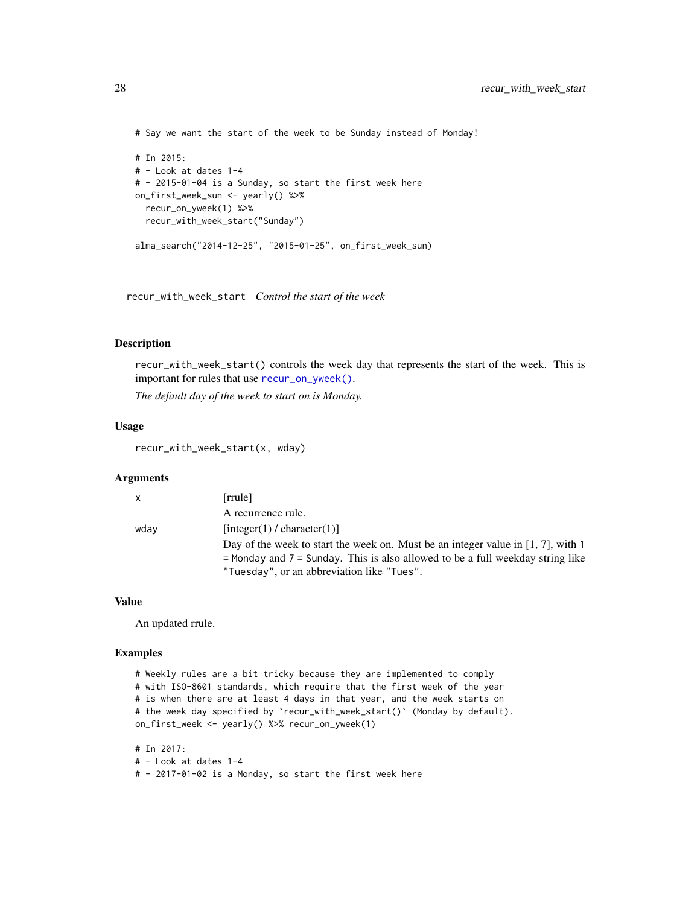```
# Say we want the start of the week to be Sunday instead of Monday!

# In 2015:
# - Look at dates 1-4
# - 2015-01-04 is a Sunday, so start the first week here
on_first_week_sun <- yearly() %>%
  recur_on_yweek(1) %>%
  recur_with_week_start("Sunday")

alma_search("2014-12-25", "2015-01-25", on_first_week_sun)
```

## recur_with_week_start *Control the start of the week*

### Description

`recur_with_week_start()` controls the week day that represents the start of the week. This is important for rules that use `recur_on_yweek()`.

*The default day of the week to start on is Monday.*

### Usage

```
recur_with_week_start(x, wday)
```

### Arguments

| | |
|---|---|
| x | [rrule] A recurrence rule. |
| wday | [integer(1) / character(1)] Day of the week to start the week on. Must be an integer value in [1, 7], with 1 = Monday and 7 = Sunday. This is also allowed to be a full weekday string like "Tuesday", or an abbreviation like "Tues". |

### Value

An updated rrule.

### Examples

```
# Weekly rules are a bit tricky because they are implemented to comply
# with ISO-8601 standards, which require that the first week of the year
# is when there are at least 4 days in that year, and the week starts on
# the week day specified by `recur_with_week_start()` (Monday by default).
on_first_week <- yearly() %>% recur_on_yweek(1)

# In 2017:
# - Look at dates 1-4
# - 2017-01-02 is a Monday, so start the first week here
```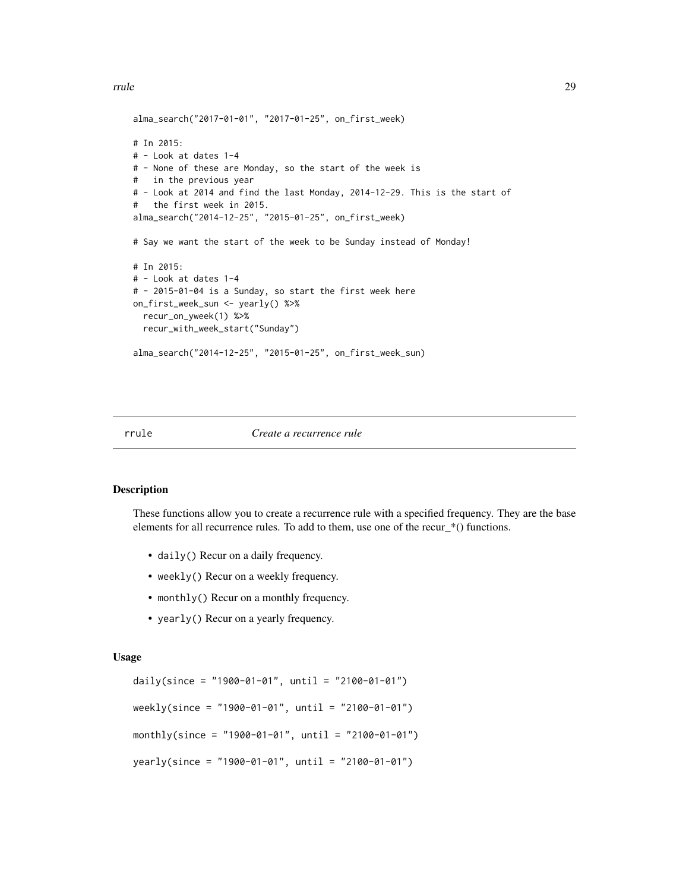```
alma_search("2017-01-01", "2017-01-25", on_first_week)

# In 2015:
# - Look at dates 1-4
# - None of these are Monday, so the start of the week is
#   in the previous year
# - Look at 2014 and find the last Monday, 2014-12-29. This is the start of
#   the first week in 2015.
alma_search("2014-12-25", "2015-01-25", on_first_week)

# Say we want the start of the week to be Sunday instead of Monday!

# In 2015:
# - Look at dates 1-4
# - 2015-01-04 is a Sunday, so start the first week here
on_first_week_sun <- yearly() %>%
  recur_on_yweek(1) %>%
  recur_with_week_start("Sunday")

alma_search("2014-12-25", "2015-01-25", on_first_week_sun)
```

## rrule — *Create a recurrence rule*

### Description

These functions allow you to create a recurrence rule with a specified frequency. They are the base elements for all recurrence rules. To add to them, use one of the recur_*() functions.

- `daily()` Recur on a daily frequency.
- `weekly()` Recur on a weekly frequency.
- `monthly()` Recur on a monthly frequency.
- `yearly()` Recur on a yearly frequency.

### Usage

```
daily(since = "1900-01-01", until = "2100-01-01")

weekly(since = "1900-01-01", until = "2100-01-01")

monthly(since = "1900-01-01", until = "2100-01-01")

yearly(since = "1900-01-01", until = "2100-01-01")
```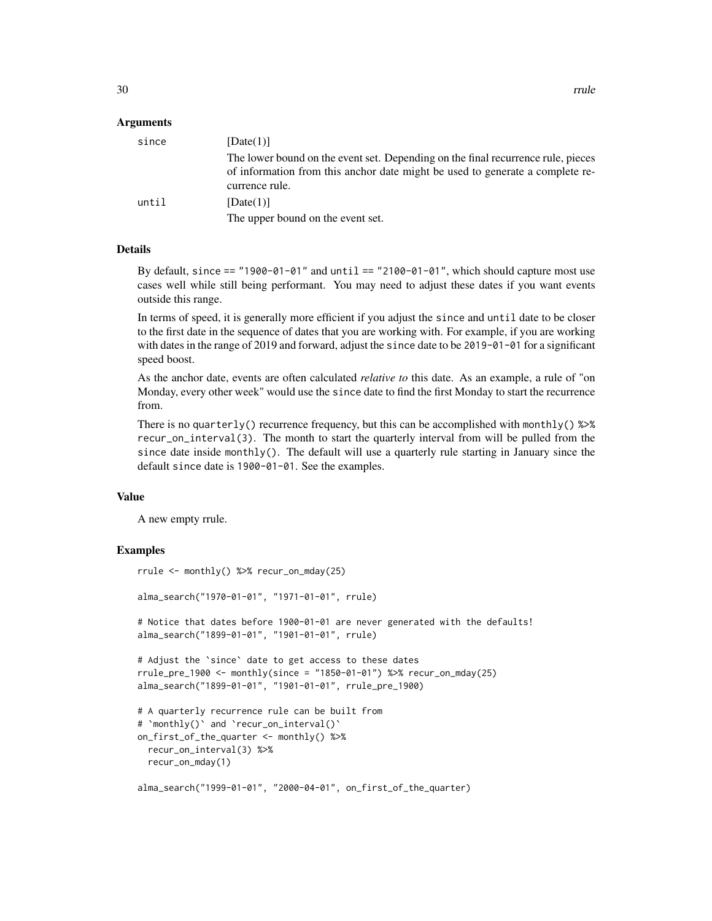### Arguments

**since** [Date(1)]

The lower bound on the event set. Depending on the final recurrence rule, pieces of information from this anchor date might be used to generate a complete recurrence rule.

**until** [Date(1)]

The upper bound on the event set.

### Details

By default, `since == "1900-01-01"` and `until == "2100-01-01"`, which should capture most use cases well while still being performant. You may need to adjust these dates if you want events outside this range.

In terms of speed, it is generally more efficient if you adjust the `since` and `until` date to be closer to the first date in the sequence of dates that you are working with. For example, if you are working with dates in the range of 2019 and forward, adjust the `since` date to be `2019-01-01` for a significant speed boost.

As the anchor date, events are often calculated *relative to* this date. As an example, a rule of "on Monday, every other week" would use the `since` date to find the first Monday to start the recurrence from.

There is no `quarterly()` recurrence frequency, but this can be accomplished with `monthly() %>% recur_on_interval(3)`. The month to start the quarterly interval from will be pulled from the `since` date inside `monthly()`. The default will use a quarterly rule starting in January since the default `since` date is `1900-01-01`. See the examples.

### Value

A new empty rrule.

### Examples

```
rrule <- monthly() %>% recur_on_mday(25)

alma_search("1970-01-01", "1971-01-01", rrule)

# Notice that dates before 1900-01-01 are never generated with the defaults!
alma_search("1899-01-01", "1901-01-01", rrule)

# Adjust the `since` date to get access to these dates
rrule_pre_1900 <- monthly(since = "1850-01-01") %>% recur_on_mday(25)
alma_search("1899-01-01", "1901-01-01", rrule_pre_1900)

# A quarterly recurrence rule can be built from
# `monthly()` and `recur_on_interval()`
on_first_of_the_quarter <- monthly() %>%
  recur_on_interval(3) %>%
  recur_on_mday(1)

alma_search("1999-01-01", "2000-04-01", on_first_of_the_quarter)
```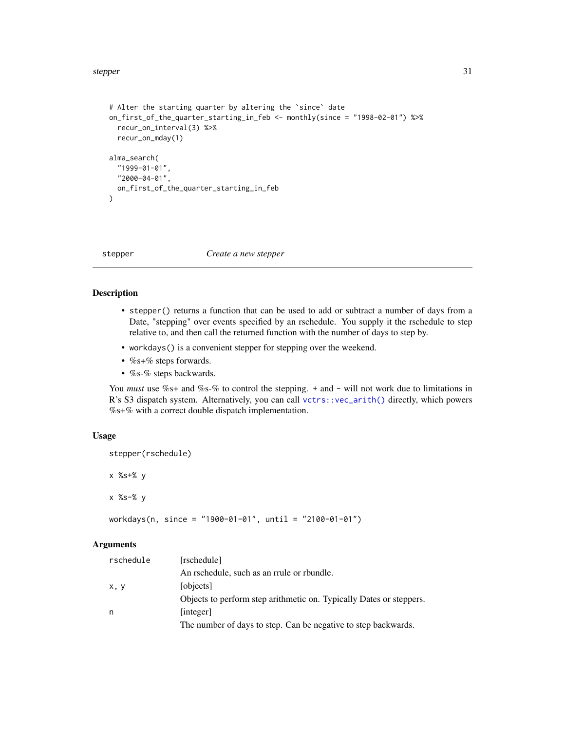```
# Alter the starting quarter by altering the `since` date
on_first_of_the_quarter_starting_in_feb <- monthly(since = "1998-02-01") %>%
  recur_on_interval(3) %>%
  recur_on_mday(1)

alma_search(
  "1999-01-01",
  "2000-04-01",
  on_first_of_the_quarter_starting_in_feb
)
```

---

## stepper — *Create a new stepper*

### Description

- `stepper()` returns a function that can be used to add or subtract a number of days from a Date, "stepping" over events specified by an rschedule. You supply it the rschedule to step relative to, and then call the returned function with the number of days to step by.
- `workdays()` is a convenient stepper for stepping over the weekend.
- %s+% steps forwards.
- %s-% steps backwards.

You *must* use %s+ and %s-% to control the stepping. `+` and `-` will not work due to limitations in R's S3 dispatch system. Alternatively, you can call `vctrs::vec_arith()` directly, which powers %s+% with a correct double dispatch implementation.

### Usage

```
stepper(rschedule)

x %s+% y

x %s-% y

workdays(n, since = "1900-01-01", until = "2100-01-01")
```

### Arguments

| | |
|---|---|
| `rschedule` | [rschedule]<br>An rschedule, such as an rrule or rbundle. |
| `x, y` | [objects]<br>Objects to perform step arithmetic on. Typically Dates or steppers. |
| `n` | [integer]<br>The number of days to step. Can be negative to step backwards. |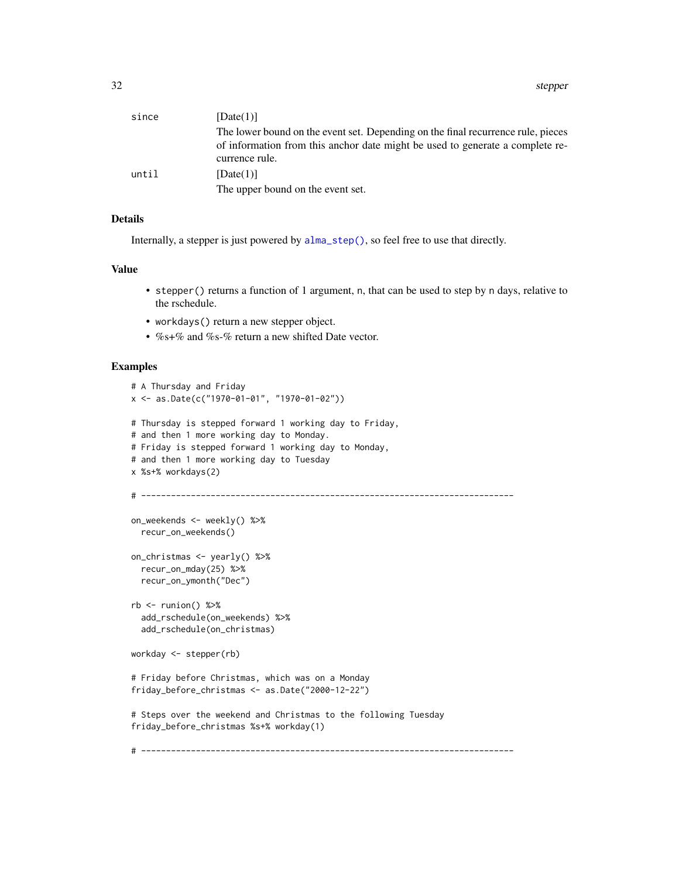since [Date(1)]

The lower bound on the event set. Depending on the final recurrence rule, pieces of information from this anchor date might be used to generate a complete recurrence rule.

until [Date(1)]

The upper bound on the event set.

## Details

Internally, a stepper is just powered by `alma_step()`, so feel free to use that directly.

## Value

- `stepper()` returns a function of 1 argument, n, that can be used to step by n days, relative to the rschedule.
- `workdays()` return a new stepper object.
- %s+% and %s-% return a new shifted Date vector.

## Examples

```
# A Thursday and Friday
x <- as.Date(c("1970-01-01", "1970-01-02"))

# Thursday is stepped forward 1 working day to Friday,
# and then 1 more working day to Monday.
# Friday is stepped forward 1 working day to Monday,
# and then 1 more working day to Tuesday
x %s+% workdays(2)

# ---------------------------------------------------------------------------

on_weekends <- weekly() %>%
  recur_on_weekends()

on_christmas <- yearly() %>%
  recur_on_mday(25) %>%
  recur_on_ymonth("Dec")

rb <- runion() %>%
  add_rschedule(on_weekends) %>%
  add_rschedule(on_christmas)

workday <- stepper(rb)

# Friday before Christmas, which was on a Monday
friday_before_christmas <- as.Date("2000-12-22")

# Steps over the weekend and Christmas to the following Tuesday
friday_before_christmas %s+% workday(1)

# ---------------------------------------------------------------------------
```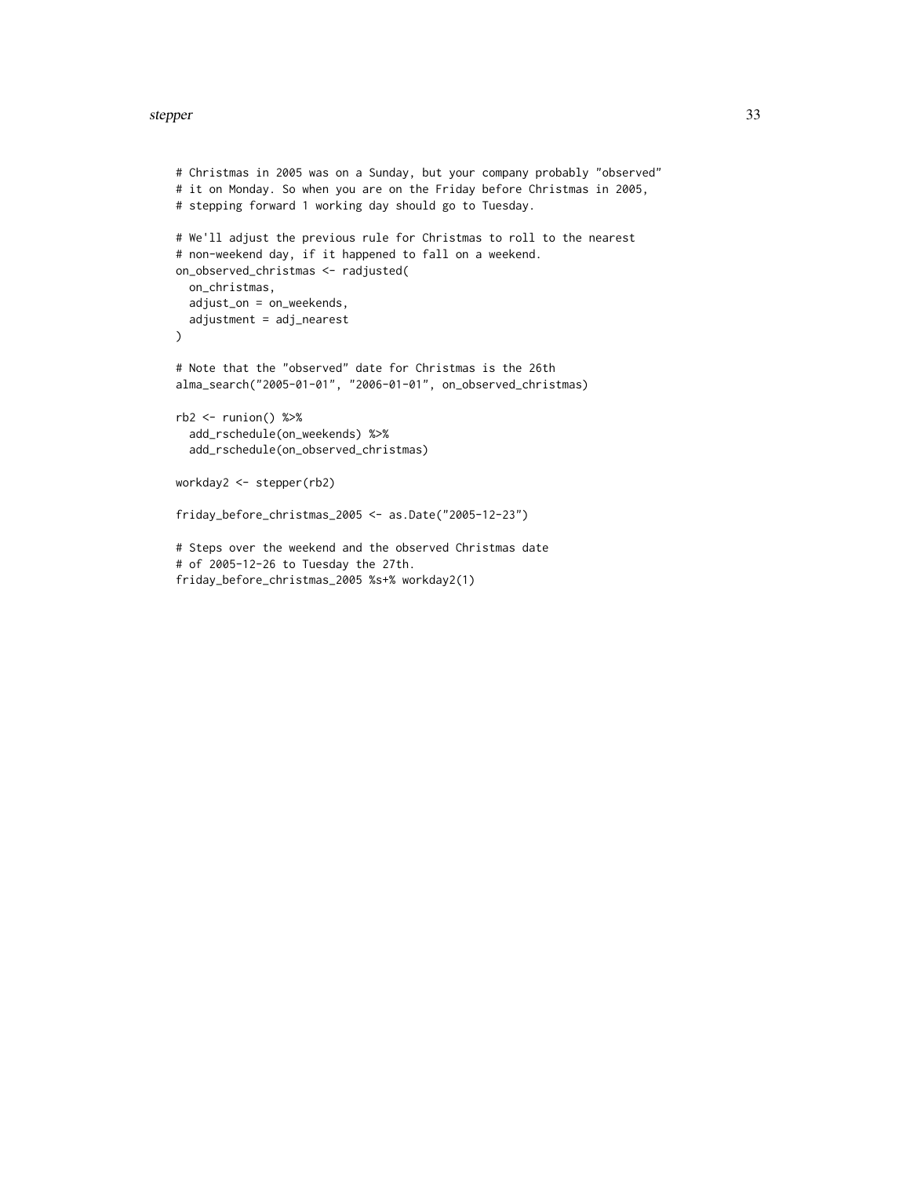```
# Christmas in 2005 was on a Sunday, but your company probably "observed"
# it on Monday. So when you are on the Friday before Christmas in 2005,
# stepping forward 1 working day should go to Tuesday.

# We'll adjust the previous rule for Christmas to roll to the nearest
# non-weekend day, if it happened to fall on a weekend.
on_observed_christmas <- radjusted(
  on_christmas,
  adjust_on = on_weekends,
  adjustment = adj_nearest
)

# Note that the "observed" date for Christmas is the 26th
alma_search("2005-01-01", "2006-01-01", on_observed_christmas)

rb2 <- runion() %>%
  add_rschedule(on_weekends) %>%
  add_rschedule(on_observed_christmas)

workday2 <- stepper(rb2)

friday_before_christmas_2005 <- as.Date("2005-12-23")

# Steps over the weekend and the observed Christmas date
# of 2005-12-26 to Tuesday the 27th.
friday_before_christmas_2005 %s+% workday2(1)
```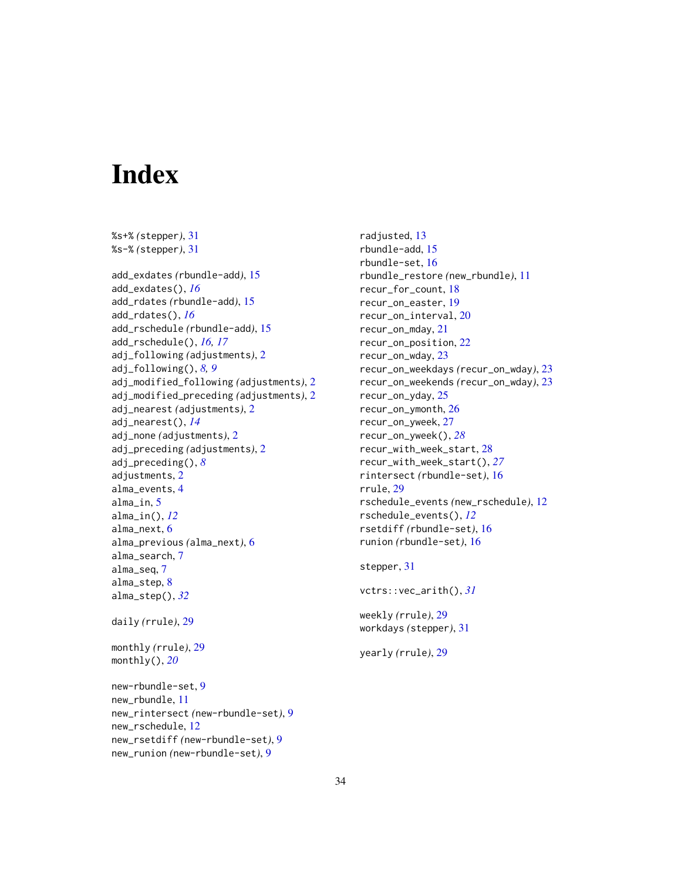# Index

%s+% (stepper), 31
%s-% (stepper), 31

add_exdates (rbundle-add), 15
add_exdates(), *16*
add_rdates (rbundle-add), 15
add_rdates(), *16*
add_rschedule (rbundle-add), 15
add_rschedule(), *16, 17*
adj_following (adjustments), 2
adj_following(), *8, 9*
adj_modified_following (adjustments), 2
adj_modified_preceding (adjustments), 2
adj_nearest (adjustments), 2
adj_nearest(), *14*
adj_none (adjustments), 2
adj_preceding (adjustments), 2
adj_preceding(), *8*
adjustments, 2
alma_events, 4
alma_in, 5
alma_in(), *12*
alma_next, 6
alma_previous (alma_next), 6
alma_search, 7
alma_seq, 7
alma_step, 8
alma_step(), *32*

daily (rrule), 29

monthly (rrule), 29
monthly(), *20*

new-rbundle-set, 9
new_rbundle, 11
new_rintersect (new-rbundle-set), 9
new_rschedule, 12
new_rsetdiff (new-rbundle-set), 9
new_runion (new-rbundle-set), 9

radjusted, 13
rbundle-add, 15
rbundle-set, 16
rbundle_restore (new_rbundle), 11
recur_for_count, 18
recur_on_easter, 19
recur_on_interval, 20
recur_on_mday, 21
recur_on_position, 22
recur_on_wday, 23
recur_on_weekdays (recur_on_wday), 23
recur_on_weekends (recur_on_wday), 23
recur_on_yday, 25
recur_on_ymonth, 26
recur_on_yweek, 27
recur_on_yweek(), *28*
recur_with_week_start, 28
recur_with_week_start(), *27*
rintersect (rbundle-set), 16
rrule, 29
rschedule_events (new_rschedule), 12
rschedule_events(), *12*
rsetdiff (rbundle-set), 16
runion (rbundle-set), 16

stepper, 31

vctrs::vec_arith(), *31*

weekly (rrule), 29
workdays (stepper), 31

yearly (rrule), 29